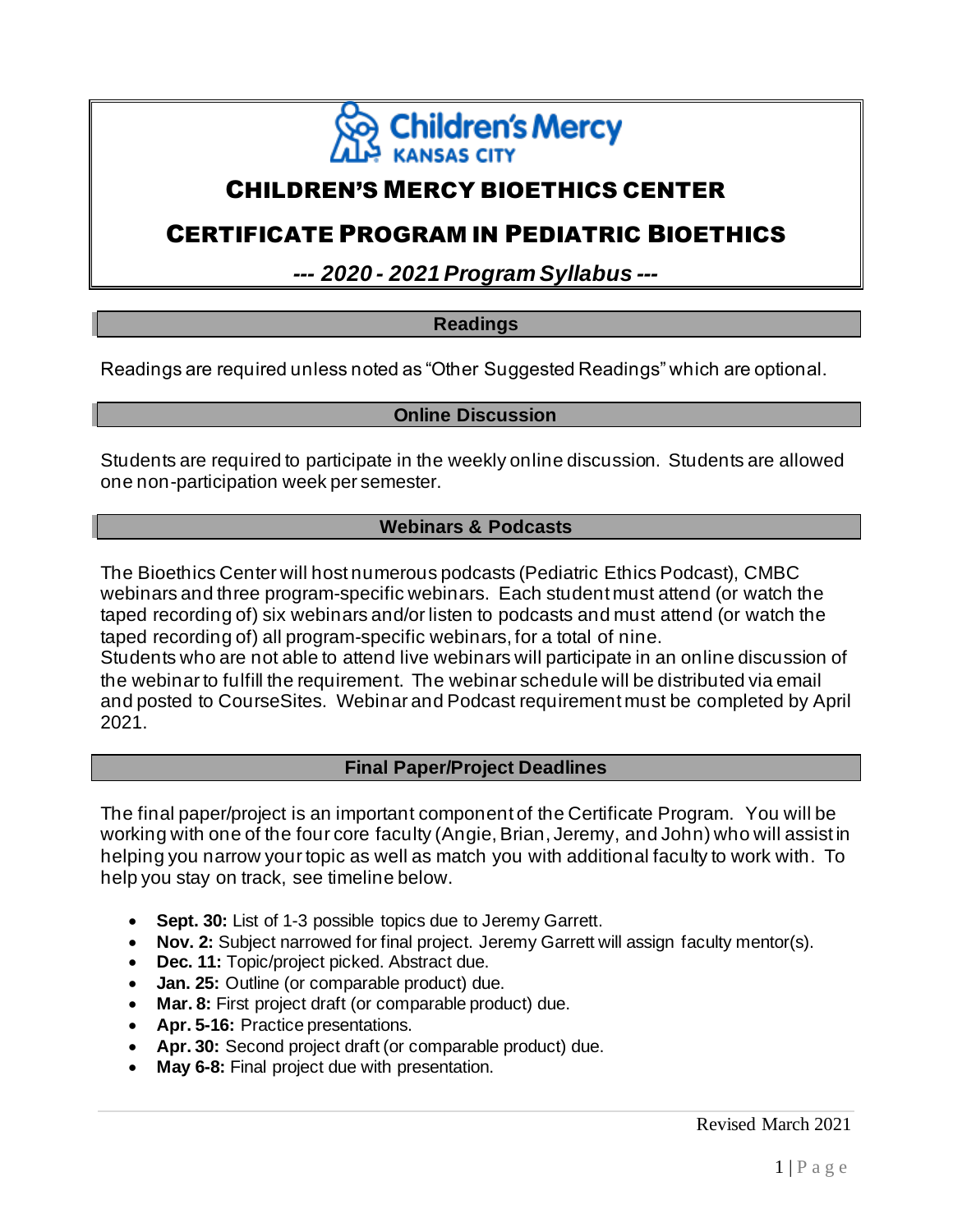Children's Mercy KANSAS CITY

# CHILDREN'S MERCY BIOETHICS CENTER

# CERTIFICATE PROGRAM IN PEDIATRIC BIOETHICS

***--- 2020 - 2021 Program Syllabus ---***

## Readings

Readings are required unless noted as "Other Suggested Readings" which are optional.

## Online Discussion

Students are required to participate in the weekly online discussion. Students are allowed one non-participation week per semester.

## Webinars & Podcasts

The Bioethics Center will host numerous podcasts (Pediatric Ethics Podcast), CMBC webinars and three program-specific webinars. Each student must attend (or watch the taped recording of) six webinars and/or listen to podcasts and must attend (or watch the taped recording of) all program-specific webinars, for a total of nine.
Students who are not able to attend live webinars will participate in an online discussion of the webinar to fulfill the requirement. The webinar schedule will be distributed via email and posted to CourseSites. Webinar and Podcast requirement must be completed by April 2021.

## Final Paper/Project Deadlines

The final paper/project is an important component of the Certificate Program. You will be working with one of the four core faculty (Angie, Brian, Jeremy, and John) who will assist in helping you narrow your topic as well as match you with additional faculty to work with. To help you stay on track, see timeline below.

- **Sept. 30:** List of 1-3 possible topics due to Jeremy Garrett.
- **Nov. 2:** Subject narrowed for final project. Jeremy Garrett will assign faculty mentor(s).
- **Dec. 11:** Topic/project picked. Abstract due.
- **Jan. 25:** Outline (or comparable product) due.
- **Mar. 8:** First project draft (or comparable product) due.
- **Apr. 5-16:** Practice presentations.
- **Apr. 30:** Second project draft (or comparable product) due.
- **May 6-8:** Final project due with presentation.

Revised March 2021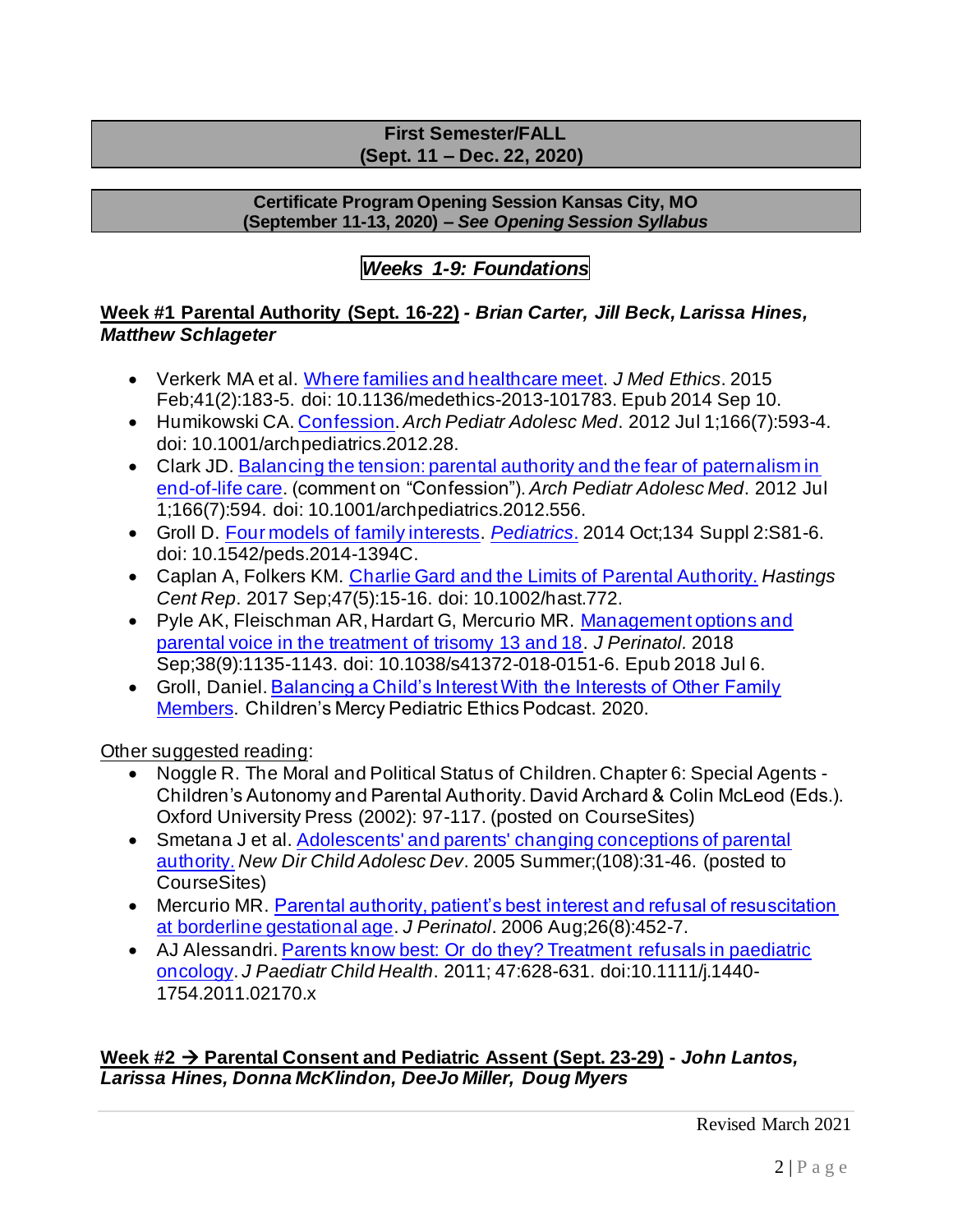**First Semester/FALL**
**(Sept. 11 – Dec. 22, 2020)**

**Certificate Program Opening Session Kansas City, MO**
**(September 11-13, 2020) – *See Opening Session Syllabus***

## *Weeks 1-9: Foundations*

### Week #1 Parental Authority (Sept. 16-22) - *Brian Carter, Jill Beck, Larissa Hines, Matthew Schlageter*

- Verkerk MA et al. Where families and healthcare meet. *J Med Ethics*. 2015 Feb;41(2):183-5. doi: 10.1136/medethics-2013-101783. Epub 2014 Sep 10.
- Humikowski CA. Confession. *Arch Pediatr Adolesc Med*. 2012 Jul 1;166(7):593-4. doi: 10.1001/archpediatrics.2012.28.
- Clark JD. Balancing the tension: parental authority and the fear of paternalism in end-of-life care. (comment on "Confession"). *Arch Pediatr Adolesc Med*. 2012 Jul 1;166(7):594. doi: 10.1001/archpediatrics.2012.556.
- Groll D. Four models of family interests. *Pediatrics*. 2014 Oct;134 Suppl 2:S81-6. doi: 10.1542/peds.2014-1394C.
- Caplan A, Folkers KM. Charlie Gard and the Limits of Parental Authority. *Hastings Cent Rep*. 2017 Sep;47(5):15-16. doi: 10.1002/hast.772.
- Pyle AK, Fleischman AR, Hardart G, Mercurio MR. Management options and parental voice in the treatment of trisomy 13 and 18. *J Perinatol.* 2018 Sep;38(9):1135-1143. doi: 10.1038/s41372-018-0151-6. Epub 2018 Jul 6.
- Groll, Daniel. Balancing a Child's Interest With the Interests of Other Family Members. Children's Mercy Pediatric Ethics Podcast. 2020.

Other suggested reading:

- Noggle R. The Moral and Political Status of Children. Chapter 6: Special Agents - Children's Autonomy and Parental Authority. David Archard & Colin McLeod (Eds.). Oxford University Press (2002): 97-117. (posted on CourseSites)
- Smetana J et al. Adolescents' and parents' changing conceptions of parental authority. *New Dir Child Adolesc Dev*. 2005 Summer;(108):31-46. (posted to CourseSites)
- Mercurio MR. Parental authority, patient's best interest and refusal of resuscitation at borderline gestational age. *J Perinatol*. 2006 Aug;26(8):452-7.
- AJ Alessandri. Parents know best: Or do they? Treatment refusals in paediatric oncology. *J Paediatr Child Health*. 2011; 47:628-631. doi:10.1111/j.1440-1754.2011.02170.x

### Week #2 → Parental Consent and Pediatric Assent (Sept. 23-29) - *John Lantos, Larissa Hines, Donna McKlindon, DeeJo Miller, Doug Myers*

Revised March 2021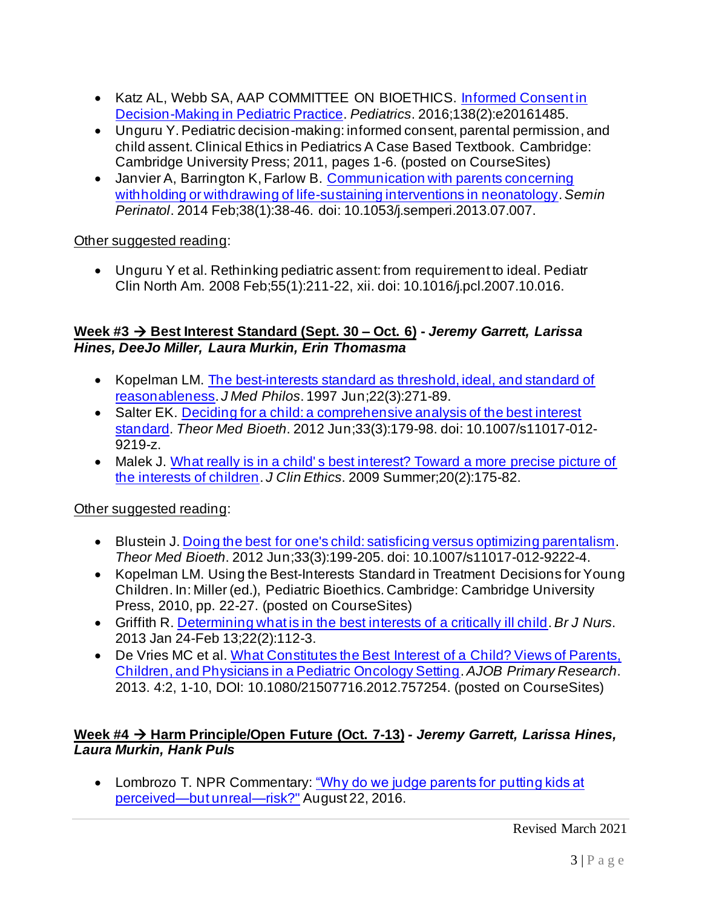- Katz AL, Webb SA, AAP COMMITTEE ON BIOETHICS. Informed Consent in Decision-Making in Pediatric Practice. *Pediatrics*. 2016;138(2):e20161485.
- Unguru Y. Pediatric decision-making: informed consent, parental permission, and child assent. Clinical Ethics in Pediatrics A Case Based Textbook. Cambridge: Cambridge University Press; 2011, pages 1-6. (posted on CourseSites)
- Janvier A, Barrington K, Farlow B. Communication with parents concerning withholding or withdrawing of life-sustaining interventions in neonatology. *Semin Perinatol*. 2014 Feb;38(1):38-46. doi: 10.1053/j.semperi.2013.07.007.

Other suggested reading:

- Unguru Y et al. Rethinking pediatric assent: from requirement to ideal. Pediatr Clin North Am. 2008 Feb;55(1):211-22, xii. doi: 10.1016/j.pcl.2007.10.016.

**Week #3 → Best Interest Standard (Sept. 30 – Oct. 6)** - ***Jeremy Garrett, Larissa Hines, DeeJo Miller, Laura Murkin, Erin Thomasma***

- Kopelman LM. The best-interests standard as threshold, ideal, and standard of reasonableness. *J Med Philos*. 1997 Jun;22(3):271-89.
- Salter EK. Deciding for a child: a comprehensive analysis of the best interest standard. *Theor Med Bioeth*. 2012 Jun;33(3):179-98. doi: 10.1007/s11017-012-9219-z.
- Malek J. What really is in a child's best interest? Toward a more precise picture of the interests of children. *J Clin Ethics*. 2009 Summer;20(2):175-82.

Other suggested reading:

- Blustein J. Doing the best for one's child: satisficing versus optimizing parentalism. *Theor Med Bioeth*. 2012 Jun;33(3):199-205. doi: 10.1007/s11017-012-9222-4.
- Kopelman LM. Using the Best-Interests Standard in Treatment Decisions for Young Children. In: Miller (ed.), Pediatric Bioethics. Cambridge: Cambridge University Press, 2010, pp. 22-27. (posted on CourseSites)
- Griffith R. Determining what is in the best interests of a critically ill child. *Br J Nurs*. 2013 Jan 24-Feb 13;22(2):112-3.
- De Vries MC et al. What Constitutes the Best Interest of a Child? Views of Parents, Children, and Physicians in a Pediatric Oncology Setting. *AJOB Primary Research*. 2013. 4:2, 1-10, DOI: 10.1080/21507716.2012.757254. (posted on CourseSites)

**Week #4 → Harm Principle/Open Future (Oct. 7-13)** - ***Jeremy Garrett, Larissa Hines, Laura Murkin, Hank Puls***

- Lombrozo T. NPR Commentary: "Why do we judge parents for putting kids at perceived—but unreal—risk?" August 22, 2016.

Revised March 2021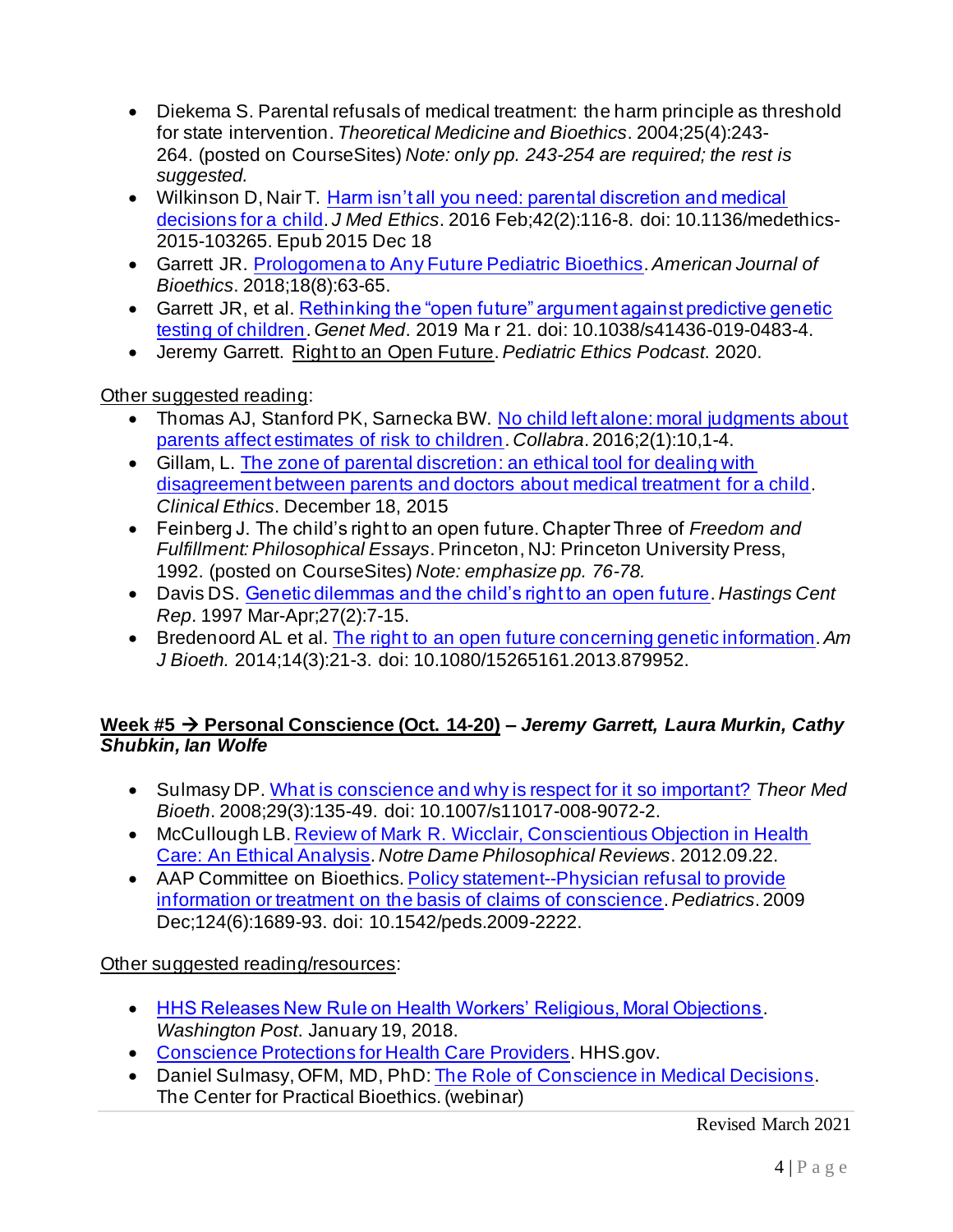- Diekema S. Parental refusals of medical treatment: the harm principle as threshold for state intervention. *Theoretical Medicine and Bioethics*. 2004;25(4):243-264. (posted on CourseSites) *Note: only pp. 243-254 are required; the rest is suggested.*
- Wilkinson D, Nair T. Harm isn't all you need: parental discretion and medical decisions for a child. *J Med Ethics*. 2016 Feb;42(2):116-8. doi: 10.1136/medethics-2015-103265. Epub 2015 Dec 18
- Garrett JR. Prologomena to Any Future Pediatric Bioethics. *American Journal of Bioethics*. 2018;18(8):63-65.
- Garrett JR, et al. Rethinking the "open future" argument against predictive genetic testing of children. *Genet Med*. 2019 Ma r 21. doi: 10.1038/s41436-019-0483-4.
- Jeremy Garrett. Right to an Open Future. *Pediatric Ethics Podcast*. 2020.

Other suggested reading:

- Thomas AJ, Stanford PK, Sarnecka BW. No child left alone: moral judgments about parents affect estimates of risk to children. *Collabra*. 2016;2(1):10,1-4.
- Gillam, L. The zone of parental discretion: an ethical tool for dealing with disagreement between parents and doctors about medical treatment for a child. *Clinical Ethics*. December 18, 2015
- Feinberg J. The child's right to an open future. Chapter Three of *Freedom and Fulfillment: Philosophical Essays*. Princeton, NJ: Princeton University Press, 1992. (posted on CourseSites) *Note: emphasize pp. 76-78.*
- Davis DS. Genetic dilemmas and the child's right to an open future. *Hastings Cent Rep*. 1997 Mar-Apr;27(2):7-15.
- Bredenoord AL et al. The right to an open future concerning genetic information. *Am J Bioeth.* 2014;14(3):21-3. doi: 10.1080/15265161.2013.879952.

**Week #5 → Personal Conscience (Oct. 14-20)** – ***Jeremy Garrett, Laura Murkin, Cathy Shubkin, Ian Wolfe***

- Sulmasy DP. What is conscience and why is respect for it so important? *Theor Med Bioeth*. 2008;29(3):135-49. doi: 10.1007/s11017-008-9072-2.
- McCullough LB. Review of Mark R. Wicclair, Conscientious Objection in Health Care: An Ethical Analysis. *Notre Dame Philosophical Reviews*. 2012.09.22.
- AAP Committee on Bioethics. Policy statement--Physician refusal to provide information or treatment on the basis of claims of conscience. *Pediatrics*. 2009 Dec;124(6):1689-93. doi: 10.1542/peds.2009-2222.

Other suggested reading/resources:

- HHS Releases New Rule on Health Workers' Religious, Moral Objections. *Washington Post*. January 19, 2018.
- Conscience Protections for Health Care Providers. HHS.gov.
- Daniel Sulmasy, OFM, MD, PhD: The Role of Conscience in Medical Decisions. The Center for Practical Bioethics. (webinar)

Revised March 2021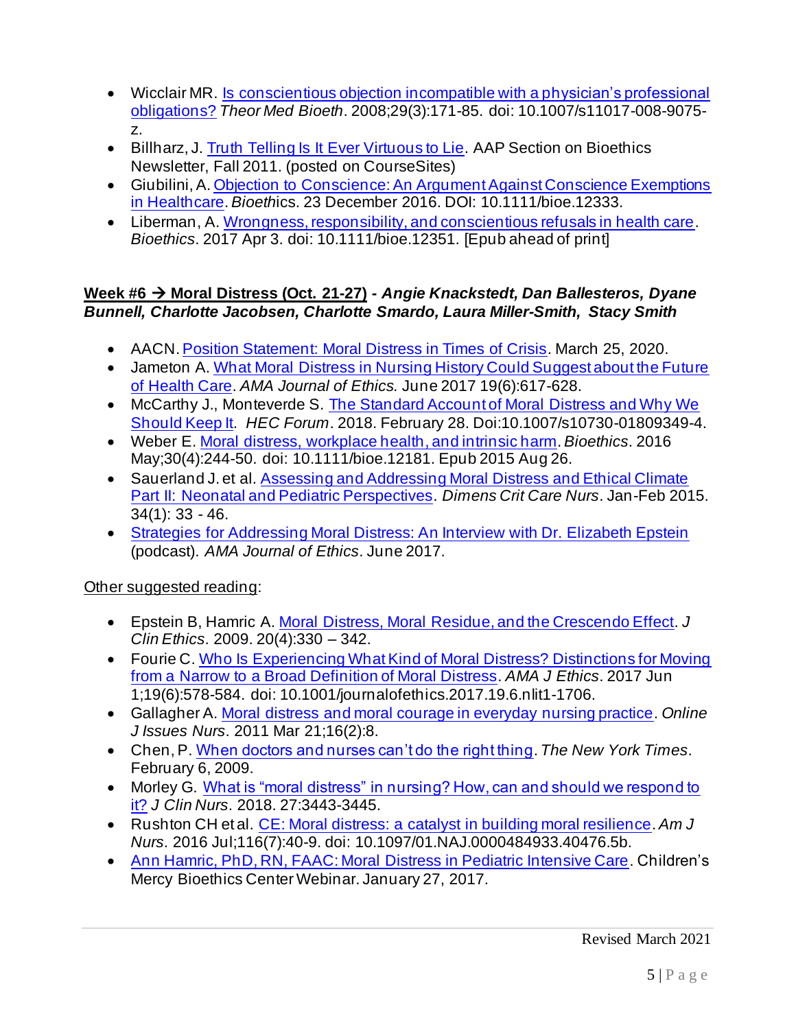- Wicclair MR. Is conscientious objection incompatible with a physician's professional obligations? *Theor Med Bioeth*. 2008;29(3):171-85. doi: 10.1007/s11017-008-9075-z.
- Billharz, J. Truth Telling Is It Ever Virtuous to Lie. AAP Section on Bioethics Newsletter, Fall 2011. (posted on CourseSites)
- Giubilini, A. Objection to Conscience: An Argument Against Conscience Exemptions in Healthcare. *Bioeth*ics. 23 December 2016. DOI: 10.1111/bioe.12333.
- Liberman, A. Wrongness, responsibility, and conscientious refusals in health care. *Bioethics*. 2017 Apr 3. doi: 10.1111/bioe.12351. [Epub ahead of print]

**<u>Week #6 → Moral Distress (Oct. 21-27)</u> - *Angie Knackstedt, Dan Ballesteros, Dyane Bunnell, Charlotte Jacobsen, Charlotte Smardo, Laura Miller-Smith, Stacy Smith***

- AACN. Position Statement: Moral Distress in Times of Crisis. March 25, 2020.
- Jameton A. What Moral Distress in Nursing History Could Suggest about the Future of Health Care. *AMA Journal of Ethics.* June 2017 19(6):617-628.
- McCarthy J., Monteverde S. The Standard Account of Moral Distress and Why We Should Keep It. *HEC Forum*. 2018. February 28. Doi:10.1007/s10730-01809349-4.
- Weber E. Moral distress, workplace health, and intrinsic harm. *Bioethics*. 2016 May;30(4):244-50. doi: 10.1111/bioe.12181. Epub 2015 Aug 26.
- Sauerland J. et al. Assessing and Addressing Moral Distress and Ethical Climate Part II: Neonatal and Pediatric Perspectives. *Dimens Crit Care Nurs*. Jan-Feb 2015. 34(1): 33 - 46.
- Strategies for Addressing Moral Distress: An Interview with Dr. Elizabeth Epstein (podcast). *AMA Journal of Ethics*. June 2017.

<u>Other suggested reading</u>:

- Epstein B, Hamric A. Moral Distress, Moral Residue, and the Crescendo Effect. *J Clin Ethics*. 2009. 20(4):330 – 342.
- Fourie C. Who Is Experiencing What Kind of Moral Distress? Distinctions for Moving from a Narrow to a Broad Definition of Moral Distress. *AMA J Ethics*. 2017 Jun 1;19(6):578-584. doi: 10.1001/journalofethics.2017.19.6.nlit1-1706.
- Gallagher A. Moral distress and moral courage in everyday nursing practice. *Online J Issues Nurs*. 2011 Mar 21;16(2):8.
- Chen, P. When doctors and nurses can't do the right thing. *The New York Times*. February 6, 2009.
- Morley G. What is "moral distress" in nursing? How, can and should we respond to it? *J Clin Nurs*. 2018. 27:3443-3445.
- Rushton CH et al. CE: Moral distress: a catalyst in building moral resilience. *Am J Nurs*. 2016 Jul;116(7):40-9. doi: 10.1097/01.NAJ.0000484933.40476.5b.
- Ann Hamric, PhD, RN, FAAC: Moral Distress in Pediatric Intensive Care. Children's Mercy Bioethics Center Webinar. January 27, 2017.

Revised March 2021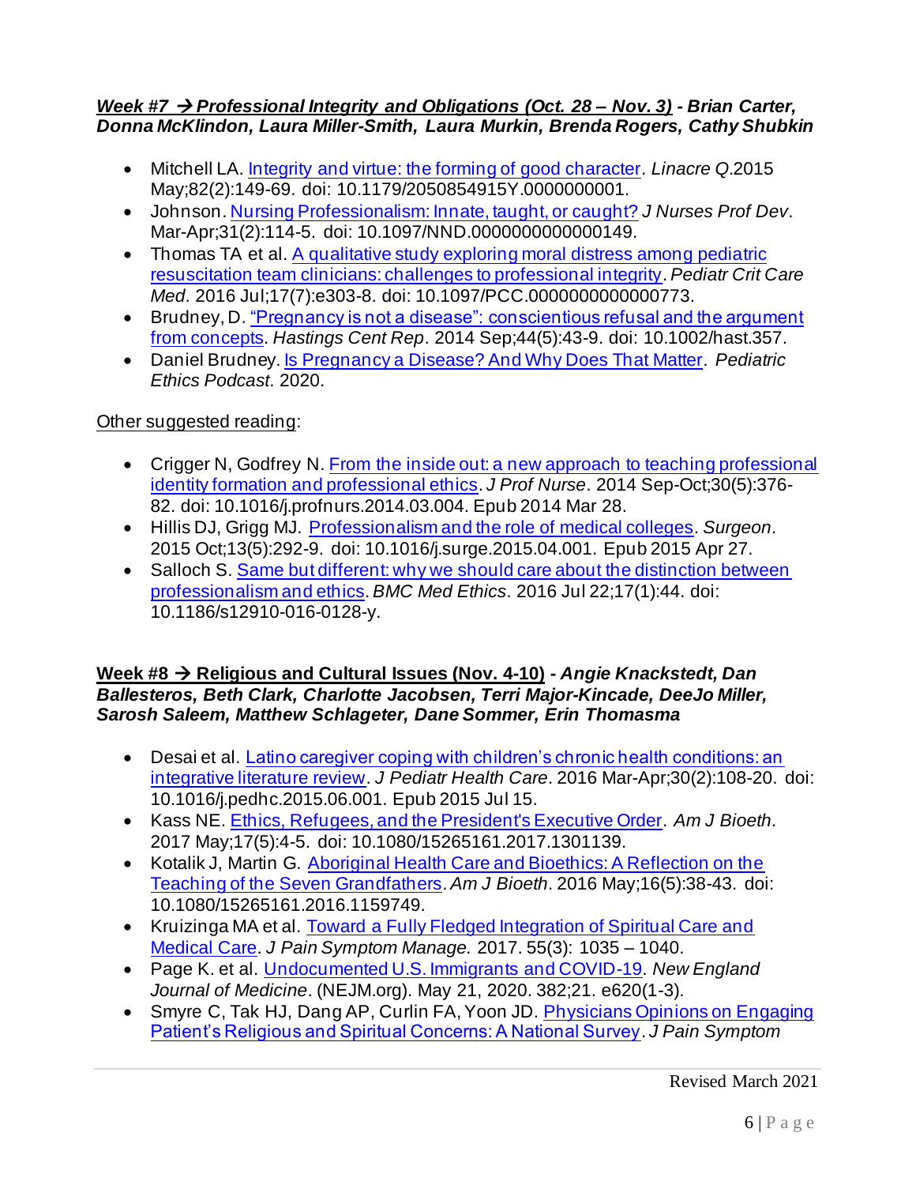***Week #7 → Professional Integrity and Obligations (Oct. 28 – Nov. 3)* - *Brian Carter, Donna McKlindon, Laura Miller-Smith, Laura Murkin, Brenda Rogers, Cathy Shubkin***

- Mitchell LA. Integrity and virtue: the forming of good character. *Linacre Q*.2015 May;82(2):149-69. doi: 10.1179/2050854915Y.0000000001.
- Johnson. Nursing Professionalism: Innate, taught, or caught? *J Nurses Prof Dev*. Mar-Apr;31(2):114-5. doi: 10.1097/NND.0000000000000149.
- Thomas TA et al. A qualitative study exploring moral distress among pediatric resuscitation team clinicians: challenges to professional integrity. *Pediatr Crit Care Med*. 2016 Jul;17(7):e303-8. doi: 10.1097/PCC.0000000000000773.
- Brudney, D. "Pregnancy is not a disease": conscientious refusal and the argument from concepts. *Hastings Cent Rep*. 2014 Sep;44(5):43-9. doi: 10.1002/hast.357.
- Daniel Brudney. Is Pregnancy a Disease? And Why Does That Matter. *Pediatric Ethics Podcast*. 2020.

Other suggested reading:

- Crigger N, Godfrey N. From the inside out: a new approach to teaching professional identity formation and professional ethics. *J Prof Nurse*. 2014 Sep-Oct;30(5):376-82. doi: 10.1016/j.profnurs.2014.03.004. Epub 2014 Mar 28.
- Hillis DJ, Grigg MJ. Professionalism and the role of medical colleges. *Surgeon*. 2015 Oct;13(5):292-9. doi: 10.1016/j.surge.2015.04.001. Epub 2015 Apr 27.
- Salloch S. Same but different: why we should care about the distinction between professionalism and ethics. *BMC Med Ethics*. 2016 Jul 22;17(1):44. doi: 10.1186/s12910-016-0128-y.

**Week #8 → Religious and Cultural Issues (Nov. 4-10)** - ***Angie Knackstedt, Dan Ballesteros, Beth Clark, Charlotte Jacobsen, Terri Major-Kincade, DeeJo Miller, Sarosh Saleem, Matthew Schlageter, Dane Sommer, Erin Thomasma***

- Desai et al. Latino caregiver coping with children's chronic health conditions: an integrative literature review. *J Pediatr Health Care*. 2016 Mar-Apr;30(2):108-20. doi: 10.1016/j.pedhc.2015.06.001. Epub 2015 Jul 15.
- Kass NE. Ethics, Refugees, and the President's Executive Order. *Am J Bioeth*. 2017 May;17(5):4-5. doi: 10.1080/15265161.2017.1301139.
- Kotalik J, Martin G. Aboriginal Health Care and Bioethics: A Reflection on the Teaching of the Seven Grandfathers. *Am J Bioeth*. 2016 May;16(5):38-43. doi: 10.1080/15265161.2016.1159749.
- Kruizinga MA et al. Toward a Fully Fledged Integration of Spiritual Care and Medical Care. *J Pain Symptom Manage.* 2017. 55(3): 1035 – 1040.
- Page K. et al. Undocumented U.S. Immigrants and COVID-19. *New England Journal of Medicine*. (NEJM.org). May 21, 2020. 382;21. e620(1-3).
- Smyre C, Tak HJ, Dang AP, Curlin FA, Yoon JD. Physicians Opinions on Engaging Patient's Religious and Spiritual Concerns: A National Survey. *J Pain Symptom*

Revised March 2021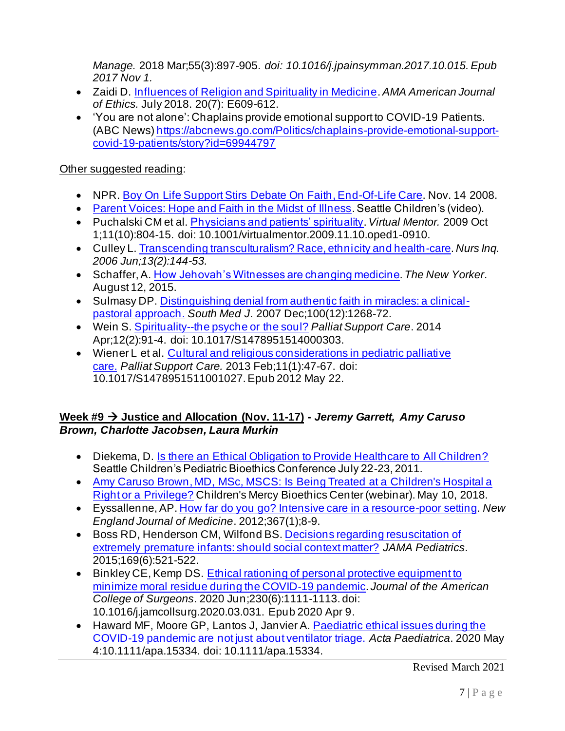*Manage.* 2018 Mar;55(3):897-905. *doi: 10.1016/j.jpainsymman.2017.10.015. Epub 2017 Nov 1.*

- Zaidi D. [Influences of Religion and Spirituality in Medicine](). *AMA American Journal of Ethics.* July 2018. 20(7): E609-612.
- 'You are not alone': Chaplains provide emotional support to COVID-19 Patients. (ABC News) [https://abcnews.go.com/Politics/chaplains-provide-emotional-support-covid-19-patients/story?id=69944797](https://abcnews.go.com/Politics/chaplains-provide-emotional-support-covid-19-patients/story?id=69944797)

Other suggested reading:

- NPR. [Boy On Life Support Stirs Debate On Faith, End-Of-Life Care](). Nov. 14 2008.
- [Parent Voices: Hope and Faith in the Midst of Illness](). Seattle Children's (video).
- Puchalski CM et al. [Physicians and patients' spirituality](). *Virtual Mentor.* 2009 Oct 1;11(10):804-15. doi: 10.1001/virtualmentor.2009.11.10.oped1-0910.
- Culley L. [Transcending transculturalism? Race, ethnicity and health-care](). *Nurs Inq. 2006 Jun;13(2):144-53.*
- Schaffer, A. [How Jehovah's Witnesses are changing medicine](). *The New Yorker*. August 12, 2015.
- Sulmasy DP. [Distinguishing denial from authentic faith in miracles: a clinical-pastoral approach.]() *South Med J*. 2007 Dec;100(12):1268-72.
- Wein S. [Spirituality--the psyche or the soul?]() *Palliat Support Care*. 2014 Apr;12(2):91-4. doi: 10.1017/S1478951514000303.
- Wiener L et al. [Cultural and religious considerations in pediatric palliative care.]() *Palliat Support Care.* 2013 Feb;11(1):47-67. doi: 10.1017/S1478951511001027. Epub 2012 May 22.

**Week #9 → Justice and Allocation (Nov. 11-17) - *Jeremy Garrett, Amy Caruso Brown, Charlotte Jacobsen, Laura Murkin***

- Diekema, D. [Is there an Ethical Obligation to Provide Healthcare to All Children?]() Seattle Children's Pediatric Bioethics Conference July 22-23, 2011.
- [Amy Caruso Brown, MD, MSc, MSCS: Is Being Treated at a Children's Hospital a Right or a Privilege?]() Children's Mercy Bioethics Center (webinar). May 10, 2018.
- Eyssallenne, AP. [How far do you go? Intensive care in a resource-poor setting](). *New England Journal of Medicine*. 2012;367(1);8-9.
- Boss RD, Henderson CM, Wilfond BS. [Decisions regarding resuscitation of extremely premature infants: should social context matter?]() *JAMA Pediatrics*. 2015;169(6):521-522.
- Binkley CE, Kemp DS. [Ethical rationing of personal protective equipment to minimize moral residue during the COVID-19 pandemic](). *Journal of the American College of Surgeons*. 2020 Jun;230(6):1111-1113. doi: 10.1016/j.jamcollsurg.2020.03.031. Epub 2020 Apr 9.
- Haward MF, Moore GP, Lantos J, Janvier A. [Paediatric ethical issues during the COVID-19 pandemic are not just about ventilator triage.]() *Acta Paediatrica*. 2020 May 4:10.1111/apa.15334. doi: 10.1111/apa.15334.

Revised March 2021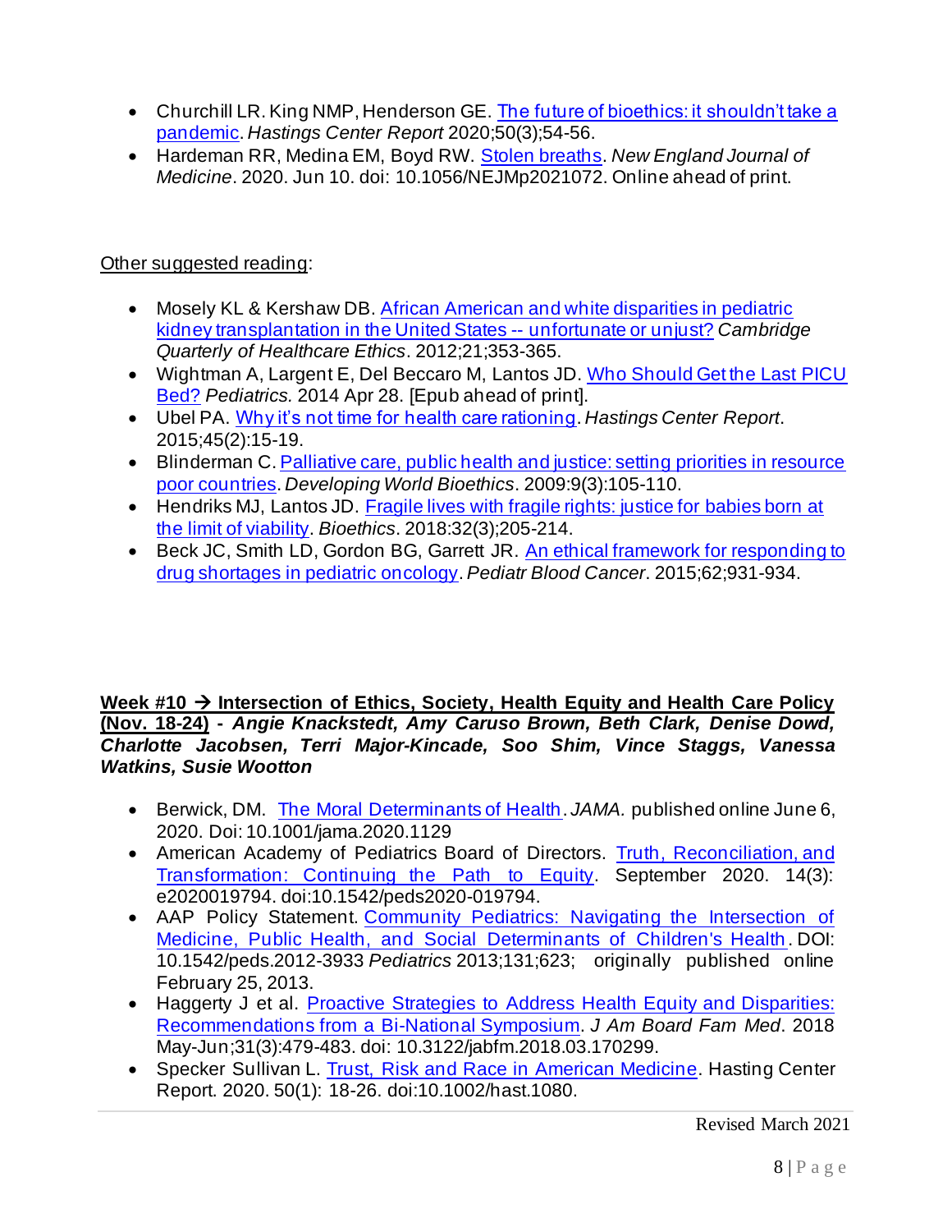- Churchill LR. King NMP, Henderson GE. The future of bioethics: it shouldn't take a pandemic. *Hastings Center Report* 2020;50(3);54-56.
- Hardeman RR, Medina EM, Boyd RW. Stolen breaths. *New England Journal of Medicine*. 2020. Jun 10. doi: 10.1056/NEJMp2021072. Online ahead of print.

Other suggested reading:

- Mosely KL & Kershaw DB. African American and white disparities in pediatric kidney transplantation in the United States -- unfortunate or unjust? *Cambridge Quarterly of Healthcare Ethics*. 2012;21;353-365.
- Wightman A, Largent E, Del Beccaro M, Lantos JD. Who Should Get the Last PICU Bed? *Pediatrics.* 2014 Apr 28. [Epub ahead of print].
- Ubel PA. Why it's not time for health care rationing. *Hastings Center Report*. 2015;45(2):15-19.
- Blinderman C. Palliative care, public health and justice: setting priorities in resource poor countries. *Developing World Bioethics*. 2009:9(3):105-110.
- Hendriks MJ, Lantos JD. Fragile lives with fragile rights: justice for babies born at the limit of viability. *Bioethics*. 2018:32(3);205-214.
- Beck JC, Smith LD, Gordon BG, Garrett JR. An ethical framework for responding to drug shortages in pediatric oncology. *Pediatr Blood Cancer*. 2015;62;931-934.

**Week #10 → Intersection of Ethics, Society, Health Equity and Health Care Policy (Nov. 18-24) - *Angie Knackstedt, Amy Caruso Brown, Beth Clark, Denise Dowd, Charlotte Jacobsen, Terri Major-Kincade, Soo Shim, Vince Staggs, Vanessa Watkins, Susie Wootton***

- Berwick, DM. The Moral Determinants of Health. *JAMA.* published online June 6, 2020. Doi: 10.1001/jama.2020.1129
- American Academy of Pediatrics Board of Directors. Truth, Reconciliation, and Transformation: Continuing the Path to Equity. September 2020. 14(3): e2020019794. doi:10.1542/peds2020-019794.
- AAP Policy Statement. Community Pediatrics: Navigating the Intersection of Medicine, Public Health, and Social Determinants of Children's Health. DOI: 10.1542/peds.2012-3933 *Pediatrics* 2013;131;623; originally published online February 25, 2013.
- Haggerty J et al. Proactive Strategies to Address Health Equity and Disparities: Recommendations from a Bi-National Symposium. *J Am Board Fam Med*. 2018 May-Jun;31(3):479-483. doi: 10.3122/jabfm.2018.03.170299.
- Specker Sullivan L. Trust, Risk and Race in American Medicine. Hasting Center Report. 2020. 50(1): 18-26. doi:10.1002/hast.1080.

Revised March 2021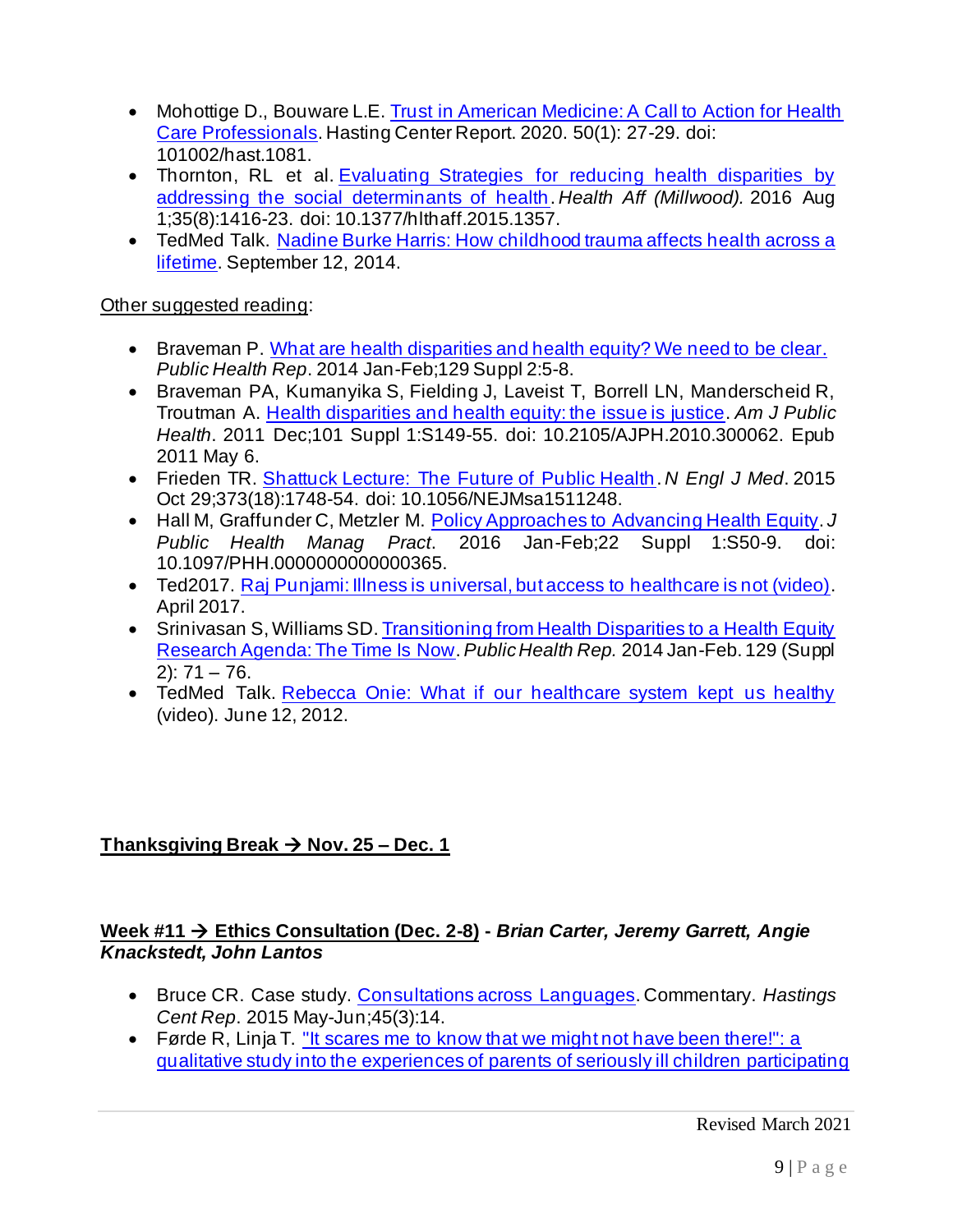- Mohottige D., Bouware L.E. Trust in American Medicine: A Call to Action for Health Care Professionals. Hasting Center Report. 2020. 50(1): 27-29. doi: 101002/hast.1081.
- Thornton, RL et al. Evaluating Strategies for reducing health disparities by addressing the social determinants of health. *Health Aff (Millwood).* 2016 Aug 1;35(8):1416-23. doi: 10.1377/hlthaff.2015.1357.
- TedMed Talk. Nadine Burke Harris: How childhood trauma affects health across a lifetime. September 12, 2014.

Other suggested reading:

- Braveman P. What are health disparities and health equity? We need to be clear. *Public Health Rep*. 2014 Jan-Feb;129 Suppl 2:5-8.
- Braveman PA, Kumanyika S, Fielding J, Laveist T, Borrell LN, Manderscheid R, Troutman A. Health disparities and health equity: the issue is justice. *Am J Public Health*. 2011 Dec;101 Suppl 1:S149-55. doi: 10.2105/AJPH.2010.300062. Epub 2011 May 6.
- Frieden TR. Shattuck Lecture: The Future of Public Health. *N Engl J Med*. 2015 Oct 29;373(18):1748-54. doi: 10.1056/NEJMsa1511248.
- Hall M, Graffunder C, Metzler M. Policy Approaches to Advancing Health Equity. *J Public Health Manag Pract*. 2016 Jan-Feb;22 Suppl 1:S50-9. doi: 10.1097/PHH.0000000000000365.
- Ted2017. Raj Punjami: Illness is universal, but access to healthcare is not (video). April 2017.
- Srinivasan S, Williams SD. Transitioning from Health Disparities to a Health Equity Research Agenda: The Time Is Now. *Public Health Rep.* 2014 Jan-Feb. 129 (Suppl 2): 71 – 76.
- TedMed Talk. Rebecca Onie: What if our healthcare system kept us healthy (video). June 12, 2012.

**Thanksgiving Break → Nov. 25 – Dec. 1**

**Week #11 → Ethics Consultation (Dec. 2-8) - *Brian Carter, Jeremy Garrett, Angie Knackstedt, John Lantos***

- Bruce CR. Case study. Consultations across Languages. Commentary. *Hastings Cent Rep*. 2015 May-Jun;45(3):14.
- Førde R, Linja T. "It scares me to know that we might not have been there!": a qualitative study into the experiences of parents of seriously ill children participating

Revised March 2021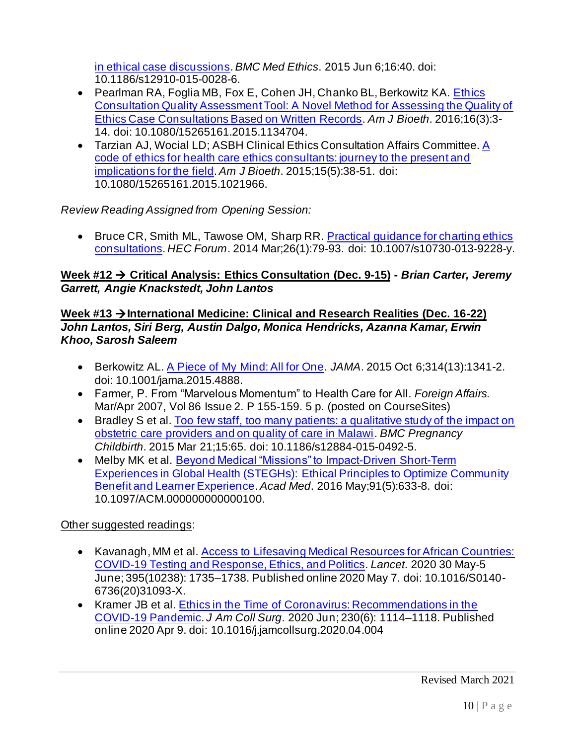in ethical case discussions. *BMC Med Ethics*. 2015 Jun 6;16:40. doi: 10.1186/s12910-015-0028-6.

- Pearlman RA, Foglia MB, Fox E, Cohen JH, Chanko BL, Berkowitz KA. Ethics Consultation Quality Assessment Tool: A Novel Method for Assessing the Quality of Ethics Case Consultations Based on Written Records. *Am J Bioeth*. 2016;16(3):3-14. doi: 10.1080/15265161.2015.1134704.
- Tarzian AJ, Wocial LD; ASBH Clinical Ethics Consultation Affairs Committee. A code of ethics for health care ethics consultants: journey to the present and implications for the field. *Am J Bioeth*. 2015;15(5):38-51. doi: 10.1080/15265161.2015.1021966.

*Review Reading Assigned from Opening Session:*

- Bruce CR, Smith ML, Tawose OM, Sharp RR. Practical guidance for charting ethics consultations. *HEC Forum*. 2014 Mar;26(1):79-93. doi: 10.1007/s10730-013-9228-y.

**Week #12 → Critical Analysis: Ethics Consultation (Dec. 9-15) - *Brian Carter, Jeremy Garrett, Angie Knackstedt, John Lantos***

**Week #13 → International Medicine: Clinical and Research Realities (Dec. 16-22)**
***John Lantos, Siri Berg, Austin Dalgo, Monica Hendricks, Azanna Kamar, Erwin Khoo, Sarosh Saleem***

- Berkowitz AL. A Piece of My Mind: All for One. *JAMA*. 2015 Oct 6;314(13):1341-2. doi: 10.1001/jama.2015.4888.
- Farmer, P. From "Marvelous Momentum" to Health Care for All. *Foreign Affairs.* Mar/Apr 2007, Vol 86 Issue 2. P 155-159. 5 p. (posted on CourseSites)
- Bradley S et al. Too few staff, too many patients: a qualitative study of the impact on obstetric care providers and on quality of care in Malawi. *BMC Pregnancy Childbirth*. 2015 Mar 21;15:65. doi: 10.1186/s12884-015-0492-5.
- Melby MK et al. Beyond Medical "Missions" to Impact-Driven Short-Term Experiences in Global Health (STEGHs): Ethical Principles to Optimize Community Benefit and Learner Experience. *Acad Med*. 2016 May;91(5):633-8. doi: 10.1097/ACM.0000000000000100.

Other suggested readings:

- Kavanagh, MM et al. Access to Lifesaving Medical Resources for African Countries: COVID-19 Testing and Response, Ethics, and Politics. *Lancet*. 2020 30 May-5 June; 395(10238): 1735–1738. Published online 2020 May 7. doi: 10.1016/S0140-6736(20)31093-X.
- Kramer JB et al. Ethics in the Time of Coronavirus: Recommendations in the COVID-19 Pandemic. *J Am Coll Surg*. 2020 Jun; 230(6): 1114–1118. Published online 2020 Apr 9. doi: 10.1016/j.jamcollsurg.2020.04.004

Revised March 2021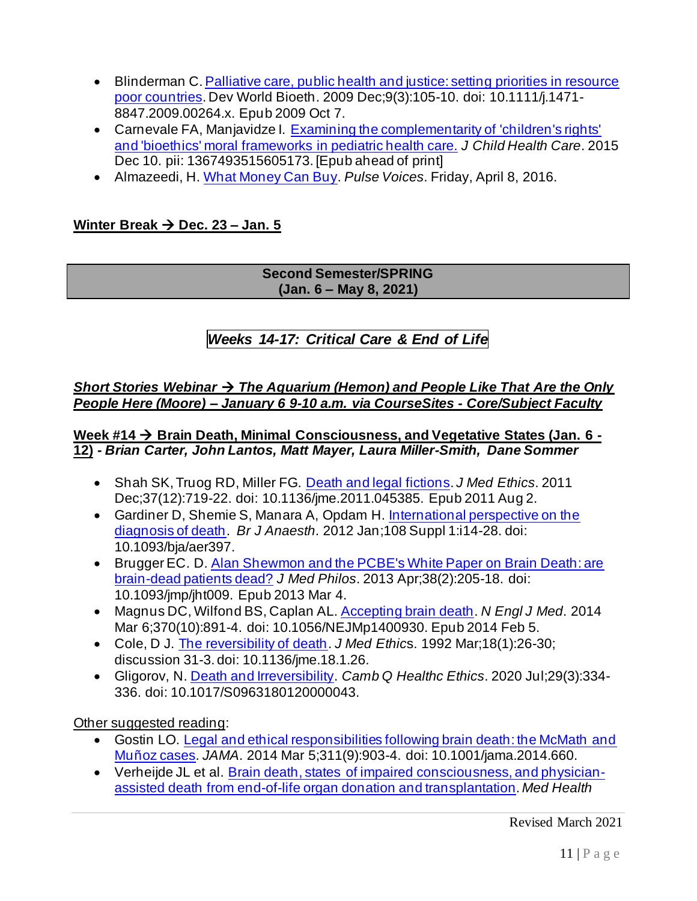- Blinderman C. Palliative care, public health and justice: setting priorities in resource poor countries. Dev World Bioeth. 2009 Dec;9(3):105-10. doi: 10.1111/j.1471-8847.2009.00264.x. Epub 2009 Oct 7.
- Carnevale FA, Manjavidze I. Examining the complementarity of 'children's rights' and 'bioethics' moral frameworks in pediatric health care. *J Child Health Care*. 2015 Dec 10. pii: 1367493515605173. [Epub ahead of print]
- Almazeedi, H. What Money Can Buy. *Pulse Voices*. Friday, April 8, 2016.

**Winter Break → Dec. 23 – Jan. 5**

| **Second Semester/SPRING (Jan. 6 – May 8, 2021)** |
|---|

## ***Weeks 14-17: Critical Care & End of Life***

***Short Stories Webinar → The Aquarium (Hemon) and People Like That Are the Only People Here (Moore) – January 6 9-10 a.m. via CourseSites - Core/Subject Faculty***

**Week #14 → Brain Death, Minimal Consciousness, and Vegetative States (Jan. 6 - 12)** - ***Brian Carter, John Lantos, Matt Mayer, Laura Miller-Smith, Dane Sommer***

- Shah SK, Truog RD, Miller FG. Death and legal fictions. *J Med Ethics*. 2011 Dec;37(12):719-22. doi: 10.1136/jme.2011.045385. Epub 2011 Aug 2.
- Gardiner D, Shemie S, Manara A, Opdam H. International perspective on the diagnosis of death. *Br J Anaesth*. 2012 Jan;108 Suppl 1:i14-28. doi: 10.1093/bja/aer397.
- Brugger EC. D. Alan Shewmon and the PCBE's White Paper on Brain Death: are brain-dead patients dead? *J Med Philos*. 2013 Apr;38(2):205-18. doi: 10.1093/jmp/jht009. Epub 2013 Mar 4.
- Magnus DC, Wilfond BS, Caplan AL. Accepting brain death. *N Engl J Med*. 2014 Mar 6;370(10):891-4. doi: 10.1056/NEJMp1400930. Epub 2014 Feb 5.
- Cole, D J. The reversibility of death. *J Med Ethics*. 1992 Mar;18(1):26-30; discussion 31-3. doi: 10.1136/jme.18.1.26.
- Gligorov, N. Death and Irreversibility. *Camb Q Healthc Ethics*. 2020 Jul;29(3):334-336. doi: 10.1017/S0963180120000043.

Other suggested reading:

- Gostin LO. Legal and ethical responsibilities following brain death: the McMath and Muñoz cases. *JAMA*. 2014 Mar 5;311(9):903-4. doi: 10.1001/jama.2014.660.
- Verheijde JL et al. Brain death, states of impaired consciousness, and physician-assisted death from end-of-life organ donation and transplantation. *Med Health*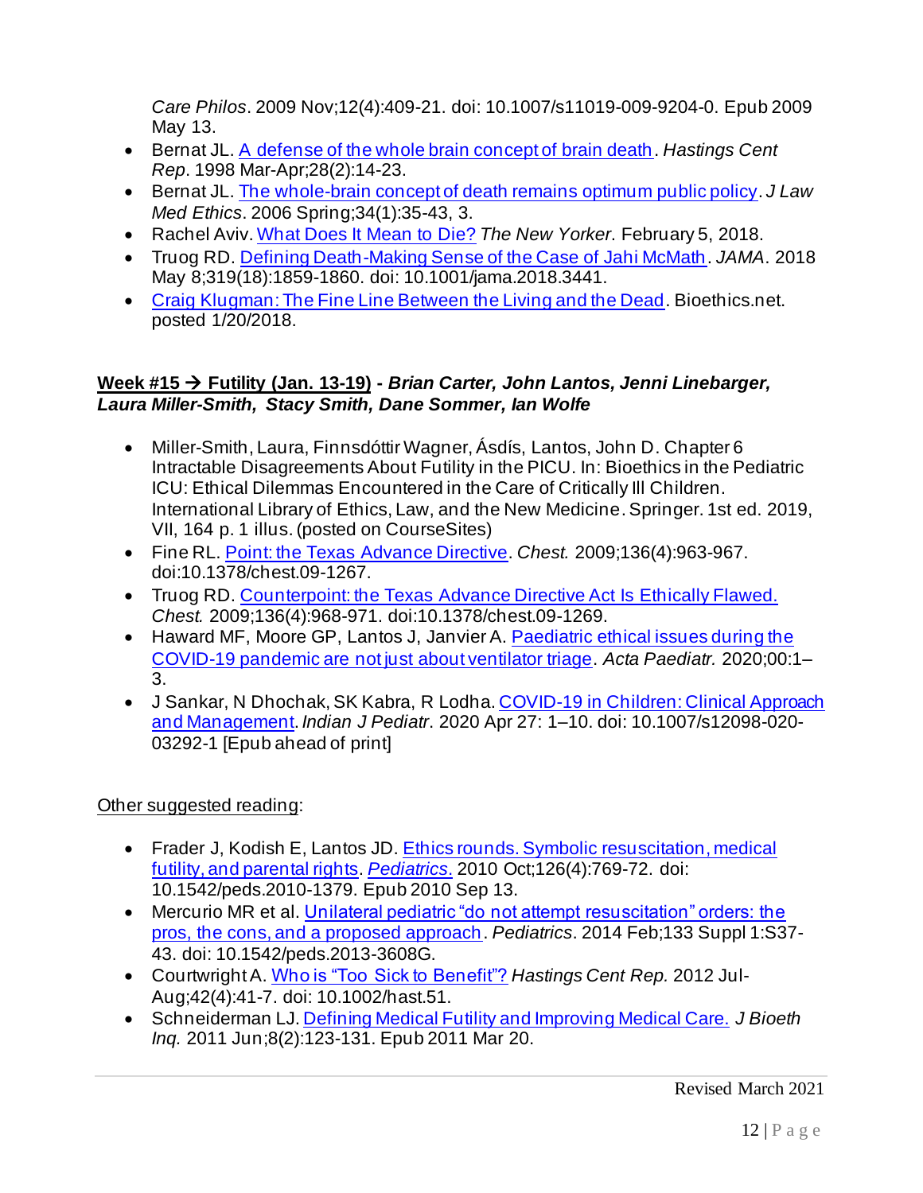*Care Philos*. 2009 Nov;12(4):409-21. doi: 10.1007/s11019-009-9204-0. Epub 2009 May 13.

- Bernat JL. A defense of the whole brain concept of brain death. *Hastings Cent Rep*. 1998 Mar-Apr;28(2):14-23.
- Bernat JL. The whole-brain concept of death remains optimum public policy. *J Law Med Ethics*. 2006 Spring;34(1):35-43, 3.
- Rachel Aviv. What Does It Mean to Die? *The New Yorker*. February 5, 2018.
- Truog RD. Defining Death-Making Sense of the Case of Jahi McMath. *JAMA*. 2018 May 8;319(18):1859-1860. doi: 10.1001/jama.2018.3441.
- Craig Klugman: The Fine Line Between the Living and the Dead. Bioethics.net. posted 1/20/2018.

**Week #15 → Futility (Jan. 13-19) - *Brian Carter, John Lantos, Jenni Linebarger, Laura Miller-Smith, Stacy Smith, Dane Sommer, Ian Wolfe***

- Miller-Smith, Laura, Finnsdóttir Wagner, Ásdís, Lantos, John D. Chapter 6 Intractable Disagreements About Futility in the PICU. In: Bioethics in the Pediatric ICU: Ethical Dilemmas Encountered in the Care of Critically Ill Children. International Library of Ethics, Law, and the New Medicine. Springer. 1st ed. 2019, VII, 164 p. 1 illus. (posted on CourseSites)
- Fine RL. Point: the Texas Advance Directive. *Chest.* 2009;136(4):963-967. doi:10.1378/chest.09-1267.
- Truog RD. Counterpoint: the Texas Advance Directive Act Is Ethically Flawed. *Chest.* 2009;136(4):968-971. doi:10.1378/chest.09-1269.
- Haward MF, Moore GP, Lantos J, Janvier A. Paediatric ethical issues during the COVID-19 pandemic are not just about ventilator triage. *Acta Paediatr.* 2020;00:1–3.
- J Sankar, N Dhochak, SK Kabra, R Lodha. COVID-19 in Children: Clinical Approach and Management. *Indian J Pediatr*. 2020 Apr 27: 1–10. doi: 10.1007/s12098-020-03292-1 [Epub ahead of print]

Other suggested reading:

- Frader J, Kodish E, Lantos JD. Ethics rounds. Symbolic resuscitation, medical futility, and parental rights. *Pediatrics*. 2010 Oct;126(4):769-72. doi: 10.1542/peds.2010-1379. Epub 2010 Sep 13.
- Mercurio MR et al. Unilateral pediatric "do not attempt resuscitation" orders: the pros, the cons, and a proposed approach. *Pediatrics*. 2014 Feb;133 Suppl 1:S37-43. doi: 10.1542/peds.2013-3608G.
- Courtwright A. Who is "Too Sick to Benefit"? *Hastings Cent Rep.* 2012 Jul-Aug;42(4):41-7. doi: 10.1002/hast.51.
- Schneiderman LJ. Defining Medical Futility and Improving Medical Care. *J Bioeth Inq.* 2011 Jun;8(2):123-131. Epub 2011 Mar 20.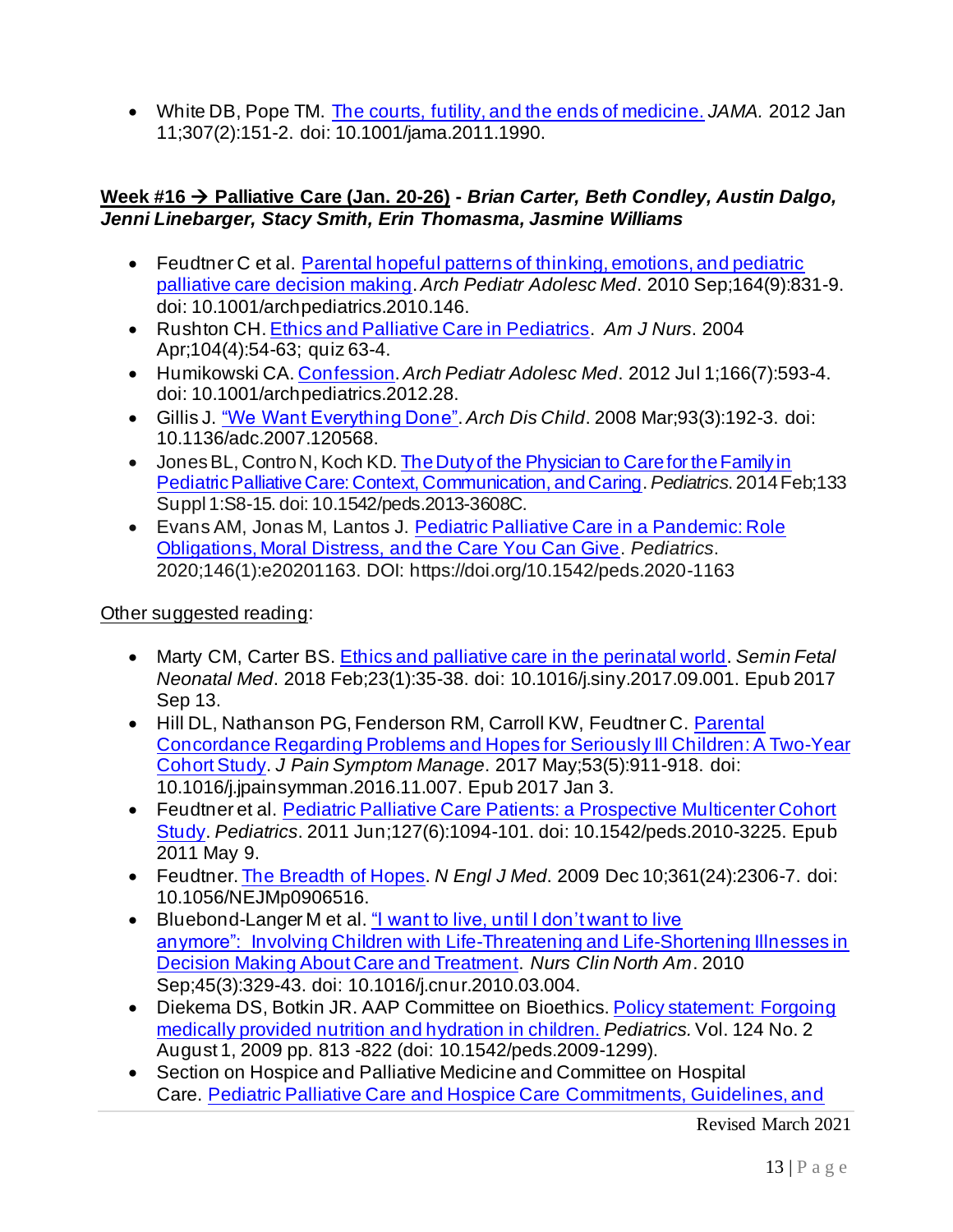- White DB, Pope TM. [The courts, futility, and the ends of medicine.](#) *JAMA.* 2012 Jan 11;307(2):151-2. doi: 10.1001/jama.2011.1990.

**Week #16 → Palliative Care (Jan. 20-26) - *Brian Carter, Beth Condley, Austin Dalgo, Jenni Linebarger, Stacy Smith, Erin Thomasma, Jasmine Williams***

- Feudtner C et al. [Parental hopeful patterns of thinking, emotions, and pediatric palliative care decision making](#). *Arch Pediatr Adolesc Med*. 2010 Sep;164(9):831-9. doi: 10.1001/archpediatrics.2010.146.
- Rushton CH. [Ethics and Palliative Care in Pediatrics](#). *Am J Nurs*. 2004 Apr;104(4):54-63; quiz 63-4.
- Humikowski CA. [Confession](#). *Arch Pediatr Adolesc Med*. 2012 Jul 1;166(7):593-4. doi: 10.1001/archpediatrics.2012.28.
- Gillis J. ["We Want Everything Done"](#). *Arch Dis Child*. 2008 Mar;93(3):192-3. doi: 10.1136/adc.2007.120568.
- Jones BL, Contro N, Koch KD. [The Duty of the Physician to Care for the Family in Pediatric Palliative Care: Context, Communication, and Caring](#). *Pediatrics*. 2014 Feb;133 Suppl 1:S8-15. doi: 10.1542/peds.2013-3608C.
- Evans AM, Jonas M, Lantos J. [Pediatric Palliative Care in a Pandemic: Role Obligations, Moral Distress, and the Care You Can Give](#). *Pediatrics*. 2020;146(1):e20201163. DOI: https://doi.org/10.1542/peds.2020-1163

Other suggested reading:

- Marty CM, Carter BS. [Ethics and palliative care in the perinatal world](#). *Semin Fetal Neonatal Med*. 2018 Feb;23(1):35-38. doi: 10.1016/j.siny.2017.09.001. Epub 2017 Sep 13.
- Hill DL, Nathanson PG, Fenderson RM, Carroll KW, Feudtner C. [Parental Concordance Regarding Problems and Hopes for Seriously Ill Children: A Two-Year Cohort Study](#). *J Pain Symptom Manage*. 2017 May;53(5):911-918. doi: 10.1016/j.jpainsymman.2016.11.007. Epub 2017 Jan 3.
- Feudtner et al. [Pediatric Palliative Care Patients: a Prospective Multicenter Cohort Study](#). *Pediatrics*. 2011 Jun;127(6):1094-101. doi: 10.1542/peds.2010-3225. Epub 2011 May 9.
- Feudtner. [The Breadth of Hopes](#). *N Engl J Med*. 2009 Dec 10;361(24):2306-7. doi: 10.1056/NEJMp0906516.
- Bluebond-Langer M et al. ["I want to live, until I don't want to live anymore": Involving Children with Life-Threatening and Life-Shortening Illnesses in Decision Making About Care and Treatment](#). *Nurs Clin North Am*. 2010 Sep;45(3):329-43. doi: 10.1016/j.cnur.2010.03.004.
- Diekema DS, Botkin JR. AAP Committee on Bioethics. [Policy statement: Forgoing medically provided nutrition and hydration in children.](#) *Pediatrics.* Vol. 124 No. 2 August 1, 2009 pp. 813 -822 (doi: 10.1542/peds.2009-1299).
- Section on Hospice and Palliative Medicine and Committee on Hospital Care. [Pediatric Palliative Care and Hospice Care Commitments, Guidelines, and](#)

Revised March 2021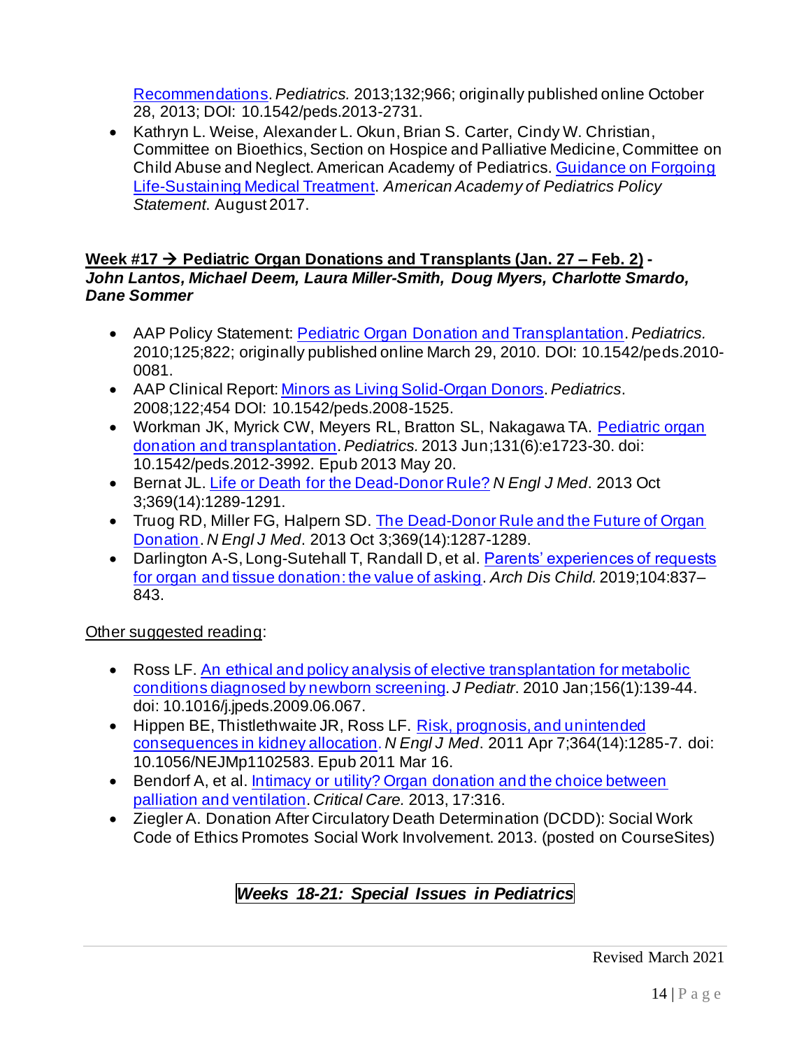Recommendations. *Pediatrics.* 2013;132;966; originally published online October 28, 2013; DOI: 10.1542/peds.2013-2731.

- Kathryn L. Weise, Alexander L. Okun, Brian S. Carter, Cindy W. Christian, Committee on Bioethics, Section on Hospice and Palliative Medicine, Committee on Child Abuse and Neglect. American Academy of Pediatrics. Guidance on Forgoing Life-Sustaining Medical Treatment. *American Academy of Pediatrics Policy Statement.* August 2017.

**Week #17 → Pediatric Organ Donations and Transplants (Jan. 27 – Feb. 2) -** ***John Lantos, Michael Deem, Laura Miller-Smith, Doug Myers, Charlotte Smardo, Dane Sommer***

- AAP Policy Statement: Pediatric Organ Donation and Transplantation. *Pediatrics.* 2010;125;822; originally published online March 29, 2010. DOI: 10.1542/peds.2010-0081.
- AAP Clinical Report: Minors as Living Solid-Organ Donors. *Pediatrics*. 2008;122;454 DOI: 10.1542/peds.2008-1525.
- Workman JK, Myrick CW, Meyers RL, Bratton SL, Nakagawa TA. Pediatric organ donation and transplantation. *Pediatrics.* 2013 Jun;131(6):e1723-30. doi: 10.1542/peds.2012-3992. Epub 2013 May 20.
- Bernat JL. Life or Death for the Dead-Donor Rule? *N Engl J Med*. 2013 Oct 3;369(14):1289-1291.
- Truog RD, Miller FG, Halpern SD. The Dead-Donor Rule and the Future of Organ Donation. *N Engl J Med.* 2013 Oct 3;369(14):1287-1289.
- Darlington A-S, Long-Sutehall T, Randall D, et al. Parents' experiences of requests for organ and tissue donation: the value of asking. *Arch Dis Child.* 2019;104:837–843.

Other suggested reading:

- Ross LF. An ethical and policy analysis of elective transplantation for metabolic conditions diagnosed by newborn screening. *J Pediatr*. 2010 Jan;156(1):139-44. doi: 10.1016/j.jpeds.2009.06.067.
- Hippen BE, Thistlethwaite JR, Ross LF. Risk, prognosis, and unintended consequences in kidney allocation. *N Engl J Med*. 2011 Apr 7;364(14):1285-7. doi: 10.1056/NEJMp1102583. Epub 2011 Mar 16.
- Bendorf A, et al. Intimacy or utility? Organ donation and the choice between palliation and ventilation. *Critical Care.* 2013, 17:316.
- Ziegler A. Donation After Circulatory Death Determination (DCDD): Social Work Code of Ethics Promotes Social Work Involvement. 2013. (posted on CourseSites)

## ***Weeks 18-21: Special Issues in Pediatrics***

Revised March 2021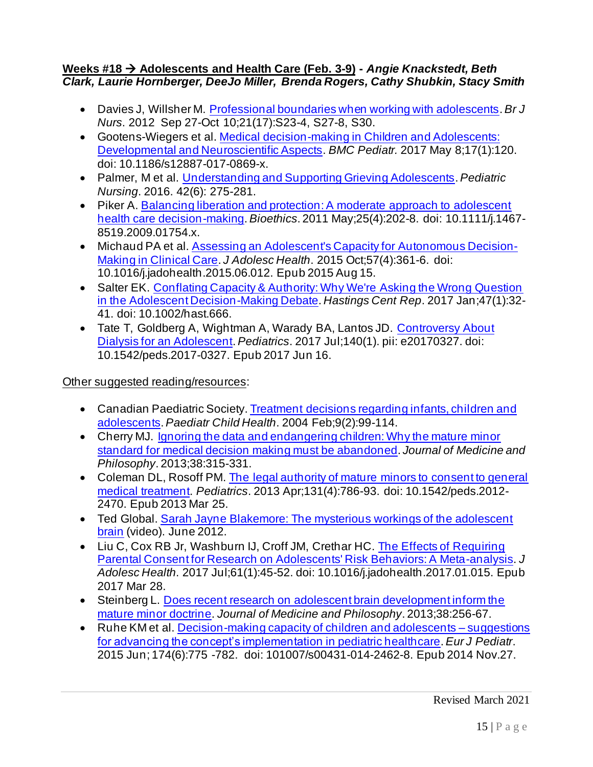**<u>Weeks #18 → Adolescents and Health Care (Feb. 3-9)</u> - *Angie Knackstedt, Beth Clark, Laurie Hornberger, DeeJo Miller, Brenda Rogers, Cathy Shubkin, Stacy Smith***

- Davies J, Willsher M. Professional boundaries when working with adolescents. *Br J Nurs*. 2012 Sep 27-Oct 10;21(17):S23-4, S27-8, S30.
- Gootens-Wiegers et al. Medical decision-making in Children and Adolescents: Developmental and Neuroscientific Aspects. *BMC Pediatr.* 2017 May 8;17(1):120. doi: 10.1186/s12887-017-0869-x.
- Palmer, M et al. Understanding and Supporting Grieving Adolescents. *Pediatric Nursing*. 2016. 42(6): 275-281.
- Piker A. Balancing liberation and protection: A moderate approach to adolescent health care decision-making. *Bioethics*. 2011 May;25(4):202-8. doi: 10.1111/j.1467-8519.2009.01754.x.
- Michaud PA et al. Assessing an Adolescent's Capacity for Autonomous Decision-Making in Clinical Care. *J Adolesc Health*. 2015 Oct;57(4):361-6. doi: 10.1016/j.jadohealth.2015.06.012. Epub 2015 Aug 15.
- Salter EK. Conflating Capacity & Authority: Why We're Asking the Wrong Question in the Adolescent Decision-Making Debate. *Hastings Cent Rep*. 2017 Jan;47(1):32-41. doi: 10.1002/hast.666.
- Tate T, Goldberg A, Wightman A, Warady BA, Lantos JD. Controversy About Dialysis for an Adolescent. *Pediatrics*. 2017 Jul;140(1). pii: e20170327. doi: 10.1542/peds.2017-0327. Epub 2017 Jun 16.

<u>Other suggested reading/resources</u>:

- Canadian Paediatric Society. Treatment decisions regarding infants, children and adolescents. *Paediatr Child Health*. 2004 Feb;9(2):99-114.
- Cherry MJ. Ignoring the data and endangering children: Why the mature minor standard for medical decision making must be abandoned. *Journal of Medicine and Philosophy*. 2013;38:315-331.
- Coleman DL, Rosoff PM. The legal authority of mature minors to consent to general medical treatment. *Pediatrics*. 2013 Apr;131(4):786-93. doi: 10.1542/peds.2012-2470. Epub 2013 Mar 25.
- Ted Global. Sarah Jayne Blakemore: The mysterious workings of the adolescent brain (video). June 2012.
- Liu C, Cox RB Jr, Washburn IJ, Croff JM, Crethar HC. The Effects of Requiring Parental Consent for Research on Adolescents' Risk Behaviors: A Meta-analysis. *J Adolesc Health*. 2017 Jul;61(1):45-52. doi: 10.1016/j.jadohealth.2017.01.015. Epub 2017 Mar 28.
- Steinberg L. Does recent research on adolescent brain development inform the mature minor doctrine. *Journal of Medicine and Philosophy*. 2013;38:256-67.
- Ruhe KM et al. Decision-making capacity of children and adolescents – suggestions for advancing the concept's implementation in pediatric healthcare. *Eur J Pediatr*. 2015 Jun; 174(6):775 -782. doi: 101007/s00431-014-2462-8. Epub 2014 Nov.27.

Revised March 2021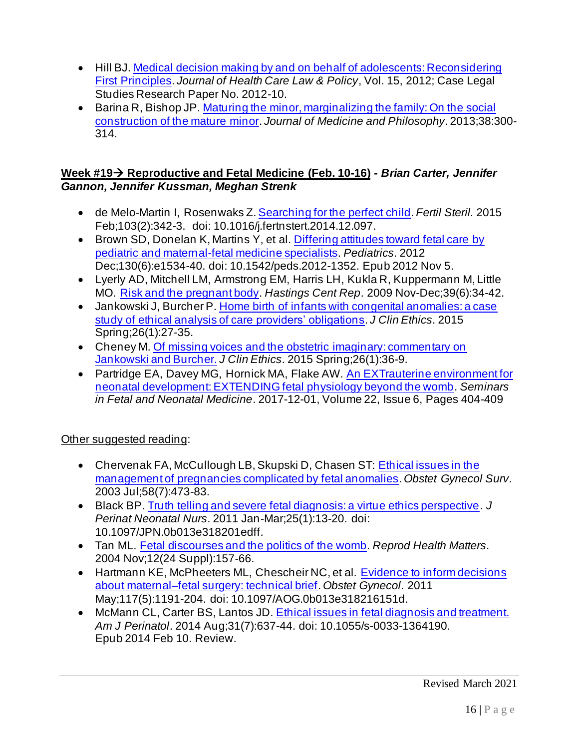- Hill BJ. Medical decision making by and on behalf of adolescents: Reconsidering First Principles. *Journal of Health Care Law & Policy*, Vol. 15, 2012; Case Legal Studies Research Paper No. 2012-10.
- Barina R, Bishop JP. Maturing the minor, marginalizing the family: On the social construction of the mature minor. *Journal of Medicine and Philosophy*. 2013;38:300-314.

**<u>Week #19→ Reproductive and Fetal Medicine (Feb. 10-16)</u> - *Brian Carter, Jennifer Gannon, Jennifer Kussman, Meghan Strenk***

- de Melo-Martin I, Rosenwaks Z. Searching for the perfect child. *Fertil Steril.* 2015 Feb;103(2):342-3. doi: 10.1016/j.fertnstert.2014.12.097.
- Brown SD, Donelan K, Martins Y, et al. Differing attitudes toward fetal care by pediatric and maternal-fetal medicine specialists. *Pediatrics*. 2012 Dec;130(6):e1534-40. doi: 10.1542/peds.2012-1352. Epub 2012 Nov 5.
- Lyerly AD, Mitchell LM, Armstrong EM, Harris LH, Kukla R, Kuppermann M, Little MO. Risk and the pregnant body. *Hastings Cent Rep*. 2009 Nov-Dec;39(6):34-42.
- Jankowski J, Burcher P. Home birth of infants with congenital anomalies: a case study of ethical analysis of care providers' obligations. *J Clin Ethics*. 2015 Spring;26(1):27-35.
- Cheney M. Of missing voices and the obstetric imaginary: commentary on Jankowski and Burcher. *J Clin Ethics*. 2015 Spring;26(1):36-9.
- Partridge EA, Davey MG, Hornick MA, Flake AW. An EXTrauterine environment for neonatal development: EXTENDING fetal physiology beyond the womb. *Seminars in Fetal and Neonatal Medicine*. 2017-12-01, Volume 22, Issue 6, Pages 404-409

<u>Other suggested reading</u>:

- Chervenak FA, McCullough LB, Skupski D, Chasen ST: Ethical issues in the management of pregnancies complicated by fetal anomalies. *Obstet Gynecol Surv*. 2003 Jul;58(7):473-83.
- Black BP. Truth telling and severe fetal diagnosis: a virtue ethics perspective. *J Perinat Neonatal Nurs*. 2011 Jan-Mar;25(1):13-20. doi: 10.1097/JPN.0b013e318201edff.
- Tan ML. Fetal discourses and the politics of the womb. *Reprod Health Matters*. 2004 Nov;12(24 Suppl):157-66.
- Hartmann KE, McPheeters ML, Chescheir NC, et al. Evidence to inform decisions about maternal–fetal surgery: technical brief. *Obstet Gynecol*. 2011 May;117(5):1191-204. doi: 10.1097/AOG.0b013e318216151d.
- McMann CL, Carter BS, Lantos JD. Ethical issues in fetal diagnosis and treatment. *Am J Perinatol*. 2014 Aug;31(7):637-44. doi: 10.1055/s-0033-1364190. Epub 2014 Feb 10. Review.

Revised March 2021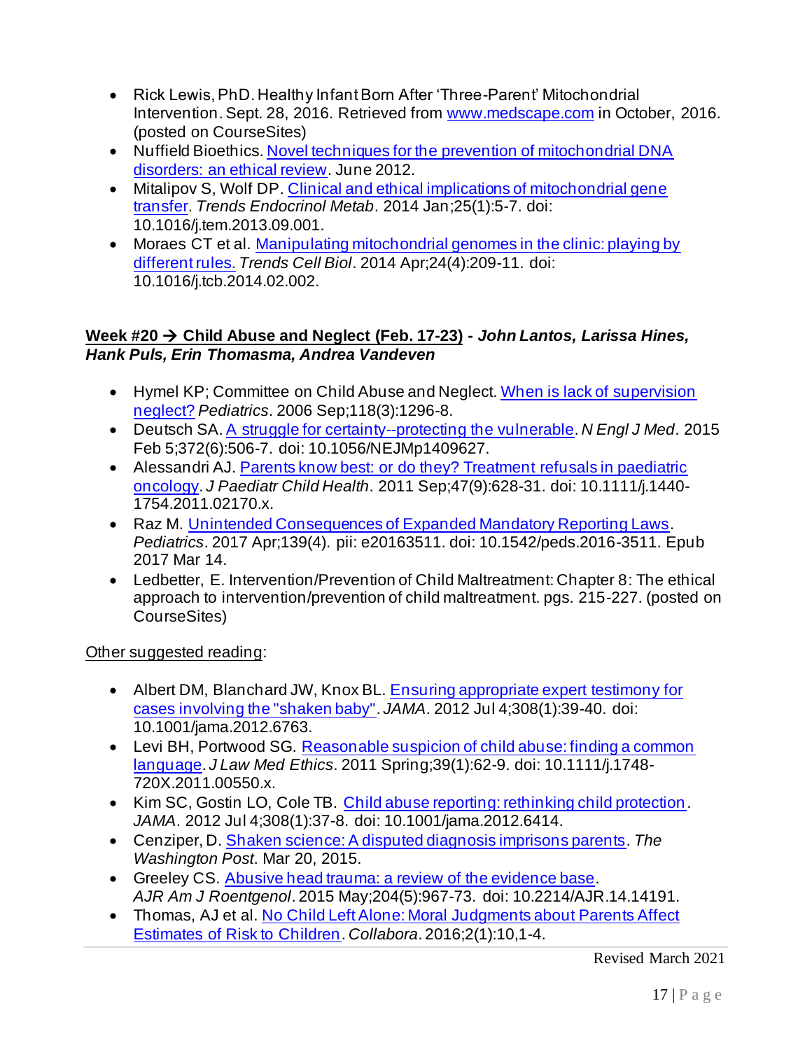- Rick Lewis, PhD. Healthy Infant Born After 'Three-Parent' Mitochondrial Intervention. Sept. 28, 2016. Retrieved from www.medscape.com in October, 2016. (posted on CourseSites)
- Nuffield Bioethics. Novel techniques for the prevention of mitochondrial DNA disorders: an ethical review. June 2012.
- Mitalipov S, Wolf DP. Clinical and ethical implications of mitochondrial gene transfer. *Trends Endocrinol Metab*. 2014 Jan;25(1):5-7. doi: 10.1016/j.tem.2013.09.001.
- Moraes CT et al. Manipulating mitochondrial genomes in the clinic: playing by different rules. *Trends Cell Biol*. 2014 Apr;24(4):209-11. doi: 10.1016/j.tcb.2014.02.002.

**Week #20 → Child Abuse and Neglect (Feb. 17-23) - *John Lantos, Larissa Hines, Hank Puls, Erin Thomasma, Andrea Vandeven***

- Hymel KP; Committee on Child Abuse and Neglect. When is lack of supervision neglect? *Pediatrics*. 2006 Sep;118(3):1296-8.
- Deutsch SA. A struggle for certainty--protecting the vulnerable. *N Engl J Med*. 2015 Feb 5;372(6):506-7. doi: 10.1056/NEJMp1409627.
- Alessandri AJ. Parents know best: or do they? Treatment refusals in paediatric oncology. *J Paediatr Child Health*. 2011 Sep;47(9):628-31. doi: 10.1111/j.1440-1754.2011.02170.x.
- Raz M. Unintended Consequences of Expanded Mandatory Reporting Laws. *Pediatrics*. 2017 Apr;139(4). pii: e20163511. doi: 10.1542/peds.2016-3511. Epub 2017 Mar 14.
- Ledbetter, E. Intervention/Prevention of Child Maltreatment: Chapter 8: The ethical approach to intervention/prevention of child maltreatment. pgs. 215-227. (posted on CourseSites)

Other suggested reading:

- Albert DM, Blanchard JW, Knox BL. Ensuring appropriate expert testimony for cases involving the "shaken baby". *JAMA*. 2012 Jul 4;308(1):39-40. doi: 10.1001/jama.2012.6763.
- Levi BH, Portwood SG. Reasonable suspicion of child abuse: finding a common language. *J Law Med Ethics*. 2011 Spring;39(1):62-9. doi: 10.1111/j.1748-720X.2011.00550.x.
- Kim SC, Gostin LO, Cole TB. Child abuse reporting: rethinking child protection. *JAMA*. 2012 Jul 4;308(1):37-8. doi: 10.1001/jama.2012.6414.
- Cenziper, D. Shaken science: A disputed diagnosis imprisons parents. *The Washington Post*. Mar 20, 2015.
- Greeley CS. Abusive head trauma: a review of the evidence base. *AJR Am J Roentgenol*. 2015 May;204(5):967-73. doi: 10.2214/AJR.14.14191.
- Thomas, AJ et al. No Child Left Alone: Moral Judgments about Parents Affect Estimates of Risk to Children. *Collabora*. 2016;2(1):10,1-4.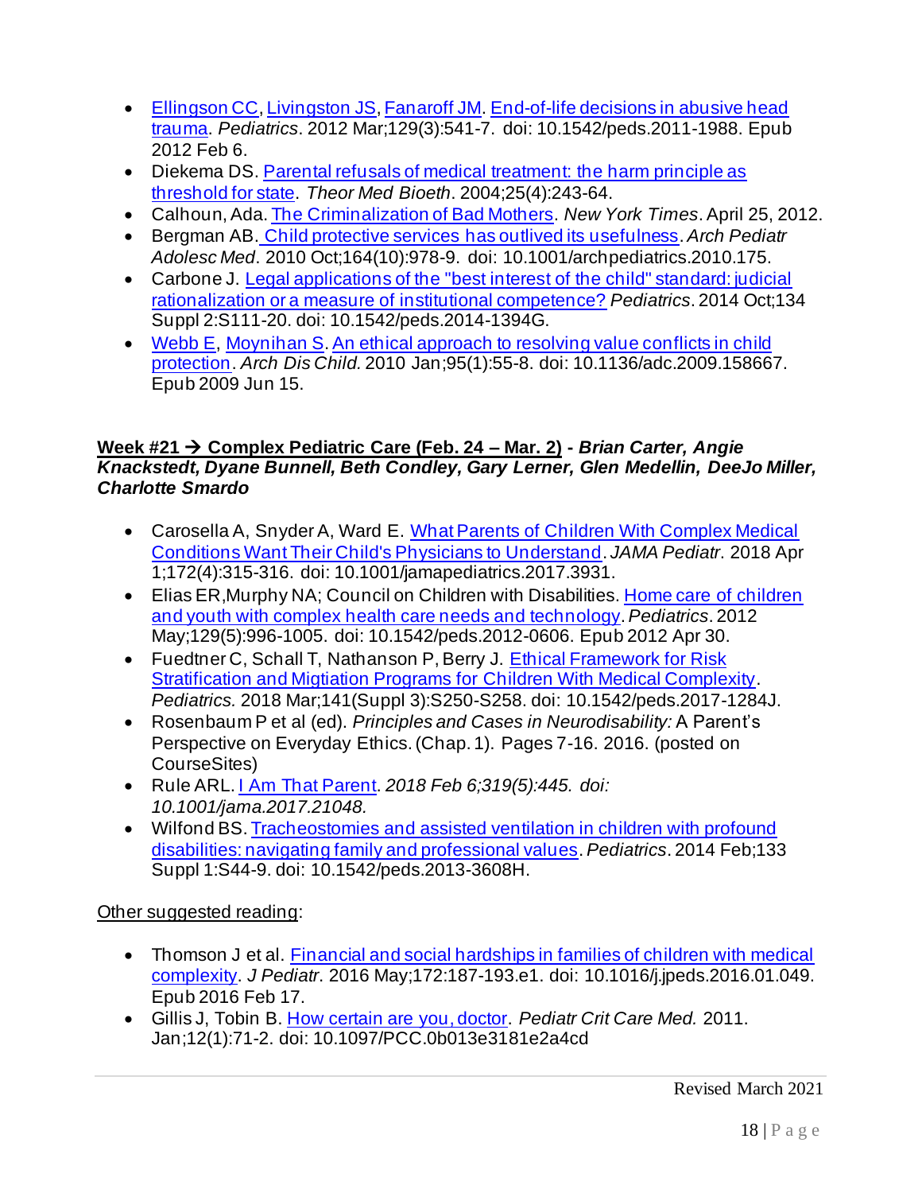- Ellingson CC, Livingston JS, Fanaroff JM. End-of-life decisions in abusive head trauma. *Pediatrics*. 2012 Mar;129(3):541-7. doi: 10.1542/peds.2011-1988. Epub 2012 Feb 6.
- Diekema DS. Parental refusals of medical treatment: the harm principle as threshold for state. *Theor Med Bioeth*. 2004;25(4):243-64.
- Calhoun, Ada. The Criminalization of Bad Mothers. *New York Times*. April 25, 2012.
- Bergman AB. Child protective services has outlived its usefulness. *Arch Pediatr Adolesc Med*. 2010 Oct;164(10):978-9. doi: 10.1001/archpediatrics.2010.175.
- Carbone J. Legal applications of the "best interest of the child" standard: judicial rationalization or a measure of institutional competence? *Pediatrics*. 2014 Oct;134 Suppl 2:S111-20. doi: 10.1542/peds.2014-1394G.
- Webb E, Moynihan S. An ethical approach to resolving value conflicts in child protection. *Arch Dis Child.* 2010 Jan;95(1):55-8. doi: 10.1136/adc.2009.158667. Epub 2009 Jun 15.

**Week #21 → Complex Pediatric Care (Feb. 24 – Mar. 2) - *Brian Carter, Angie Knackstedt, Dyane Bunnell, Beth Condley, Gary Lerner, Glen Medellin, DeeJo Miller, Charlotte Smardo***

- Carosella A, Snyder A, Ward E. What Parents of Children With Complex Medical Conditions Want Their Child's Physicians to Understand. *JAMA Pediatr*. 2018 Apr 1;172(4):315-316. doi: 10.1001/jamapediatrics.2017.3931.
- Elias ER, Murphy NA; Council on Children with Disabilities. Home care of children and youth with complex health care needs and technology. *Pediatrics*. 2012 May;129(5):996-1005. doi: 10.1542/peds.2012-0606. Epub 2012 Apr 30.
- Fuedtner C, Schall T, Nathanson P, Berry J. Ethical Framework for Risk Stratification and Migtiation Programs for Children With Medical Complexity. *Pediatrics.* 2018 Mar;141(Suppl 3):S250-S258. doi: 10.1542/peds.2017-1284J.
- Rosenbaum P et al (ed). *Principles and Cases in Neurodisability:* A Parent's Perspective on Everyday Ethics. (Chap. 1). Pages 7-16. 2016. (posted on CourseSites)
- Rule ARL. I Am That Parent. *2018 Feb 6;319(5):445. doi: 10.1001/jama.2017.21048.*
- Wilfond BS. Tracheostomies and assisted ventilation in children with profound disabilities: navigating family and professional values. *Pediatrics*. 2014 Feb;133 Suppl 1:S44-9. doi: 10.1542/peds.2013-3608H.

Other suggested reading:

- Thomson J et al. Financial and social hardships in families of children with medical complexity. *J Pediatr*. 2016 May;172:187-193.e1. doi: 10.1016/j.jpeds.2016.01.049. Epub 2016 Feb 17.
- Gillis J, Tobin B. How certain are you, doctor. *Pediatr Crit Care Med.* 2011. Jan;12(1):71-2. doi: 10.1097/PCC.0b013e3181e2a4cd

Revised March 2021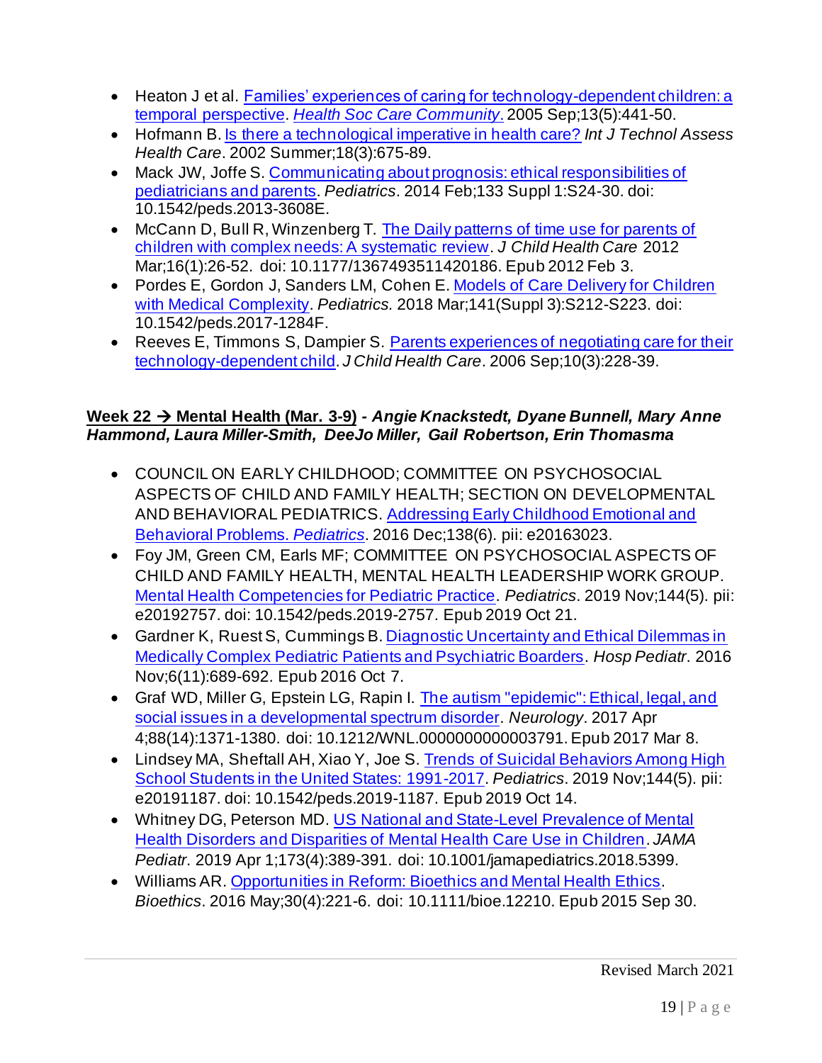- Heaton J et al. Families' experiences of caring for technology-dependent children: a temporal perspective. *Health Soc Care Community*. 2005 Sep;13(5):441-50.
- Hofmann B. Is there a technological imperative in health care? *Int J Technol Assess Health Care*. 2002 Summer;18(3):675-89.
- Mack JW, Joffe S. Communicating about prognosis: ethical responsibilities of pediatricians and parents. *Pediatrics*. 2014 Feb;133 Suppl 1:S24-30. doi: 10.1542/peds.2013-3608E.
- McCann D, Bull R, Winzenberg T. The Daily patterns of time use for parents of children with complex needs: A systematic review. *J Child Health Care* 2012 Mar;16(1):26-52. doi: 10.1177/1367493511420186. Epub 2012 Feb 3.
- Pordes E, Gordon J, Sanders LM, Cohen E. Models of Care Delivery for Children with Medical Complexity. *Pediatrics.* 2018 Mar;141(Suppl 3):S212-S223. doi: 10.1542/peds.2017-1284F.
- Reeves E, Timmons S, Dampier S. Parents experiences of negotiating care for their technology-dependent child. *J Child Health Care*. 2006 Sep;10(3):228-39.

**Week 22 → Mental Health (Mar. 3-9)** - ***Angie Knackstedt, Dyane Bunnell, Mary Anne Hammond, Laura Miller-Smith, DeeJo Miller, Gail Robertson, Erin Thomasma***

- COUNCIL ON EARLY CHILDHOOD; COMMITTEE ON PSYCHOSOCIAL ASPECTS OF CHILD AND FAMILY HEALTH; SECTION ON DEVELOPMENTAL AND BEHAVIORAL PEDIATRICS. Addressing Early Childhood Emotional and Behavioral Problems. *Pediatrics*. 2016 Dec;138(6). pii: e20163023.
- Foy JM, Green CM, Earls MF; COMMITTEE ON PSYCHOSOCIAL ASPECTS OF CHILD AND FAMILY HEALTH, MENTAL HEALTH LEADERSHIP WORK GROUP. Mental Health Competencies for Pediatric Practice. *Pediatrics*. 2019 Nov;144(5). pii: e20192757. doi: 10.1542/peds.2019-2757. Epub 2019 Oct 21.
- Gardner K, Ruest S, Cummings B. Diagnostic Uncertainty and Ethical Dilemmas in Medically Complex Pediatric Patients and Psychiatric Boarders. *Hosp Pediatr*. 2016 Nov;6(11):689-692. Epub 2016 Oct 7.
- Graf WD, Miller G, Epstein LG, Rapin I. The autism "epidemic": Ethical, legal, and social issues in a developmental spectrum disorder. *Neurology*. 2017 Apr 4;88(14):1371-1380. doi: 10.1212/WNL.0000000000003791. Epub 2017 Mar 8.
- Lindsey MA, Sheftall AH, Xiao Y, Joe S. Trends of Suicidal Behaviors Among High School Students in the United States: 1991-2017. *Pediatrics*. 2019 Nov;144(5). pii: e20191187. doi: 10.1542/peds.2019-1187. Epub 2019 Oct 14.
- Whitney DG, Peterson MD. US National and State-Level Prevalence of Mental Health Disorders and Disparities of Mental Health Care Use in Children. *JAMA Pediatr.* 2019 Apr 1;173(4):389-391. doi: 10.1001/jamapediatrics.2018.5399.
- Williams AR. Opportunities in Reform: Bioethics and Mental Health Ethics. *Bioethics*. 2016 May;30(4):221-6. doi: 10.1111/bioe.12210. Epub 2015 Sep 30.

Revised March 2021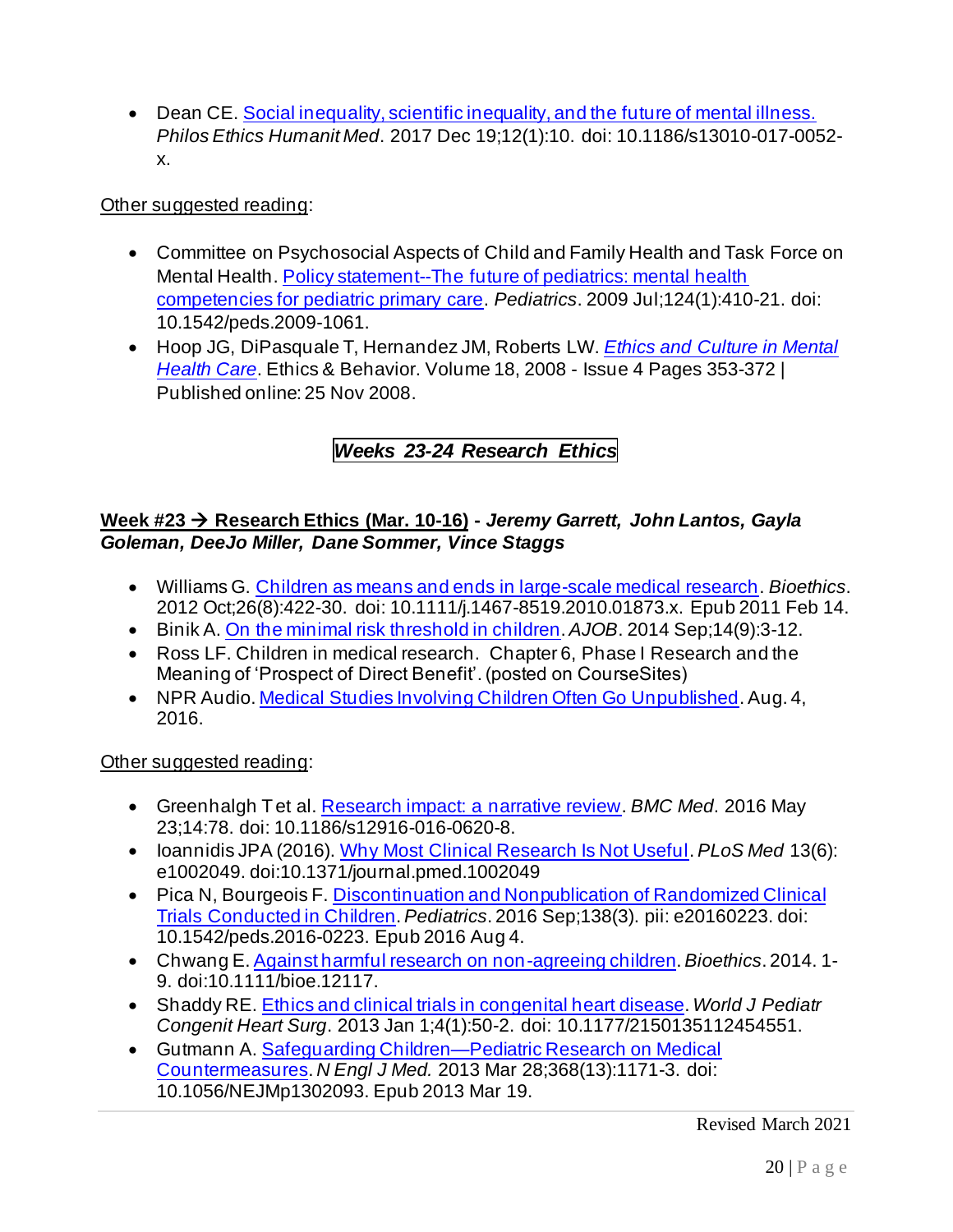- Dean CE. Social inequality, scientific inequality, and the future of mental illness. *Philos Ethics Humanit Med*. 2017 Dec 19;12(1):10. doi: 10.1186/s13010-017-0052-x.

Other suggested reading:

- Committee on Psychosocial Aspects of Child and Family Health and Task Force on Mental Health. Policy statement--The future of pediatrics: mental health competencies for pediatric primary care. *Pediatrics*. 2009 Jul;124(1):410-21. doi: 10.1542/peds.2009-1061.
- Hoop JG, DiPasquale T, Hernandez JM, Roberts LW. *Ethics and Culture in Mental Health Care*. Ethics & Behavior. Volume 18, 2008 - Issue 4 Pages 353-372 | Published online: 25 Nov 2008.

## *Weeks 23-24 Research Ethics*

**Week #23 → Research Ethics (Mar. 10-16) - *Jeremy Garrett, John Lantos, Gayla Goleman, DeeJo Miller, Dane Sommer, Vince Staggs***

- Williams G. Children as means and ends in large-scale medical research. *Bioethics*. 2012 Oct;26(8):422-30. doi: 10.1111/j.1467-8519.2010.01873.x. Epub 2011 Feb 14.
- Binik A. On the minimal risk threshold in children. *AJOB*. 2014 Sep;14(9):3-12.
- Ross LF. Children in medical research. Chapter 6, Phase I Research and the Meaning of 'Prospect of Direct Benefit'. (posted on CourseSites)
- NPR Audio. Medical Studies Involving Children Often Go Unpublished. Aug. 4, 2016.

Other suggested reading:

- Greenhalgh T et al. Research impact: a narrative review. *BMC Med*. 2016 May 23;14:78. doi: 10.1186/s12916-016-0620-8.
- Ioannidis JPA (2016). Why Most Clinical Research Is Not Useful. *PLoS Med* 13(6): e1002049. doi:10.1371/journal.pmed.1002049
- Pica N, Bourgeois F. Discontinuation and Nonpublication of Randomized Clinical Trials Conducted in Children. *Pediatrics*. 2016 Sep;138(3). pii: e20160223. doi: 10.1542/peds.2016-0223. Epub 2016 Aug 4.
- Chwang E. Against harmful research on non-agreeing children. *Bioethics*. 2014. 1-9. doi:10.1111/bioe.12117.
- Shaddy RE. Ethics and clinical trials in congenital heart disease. *World J Pediatr Congenit Heart Surg*. 2013 Jan 1;4(1):50-2. doi: 10.1177/2150135112454551.
- Gutmann A. Safeguarding Children—Pediatric Research on Medical Countermeasures. *N Engl J Med.* 2013 Mar 28;368(13):1171-3. doi: 10.1056/NEJMp1302093. Epub 2013 Mar 19.

Revised March 2021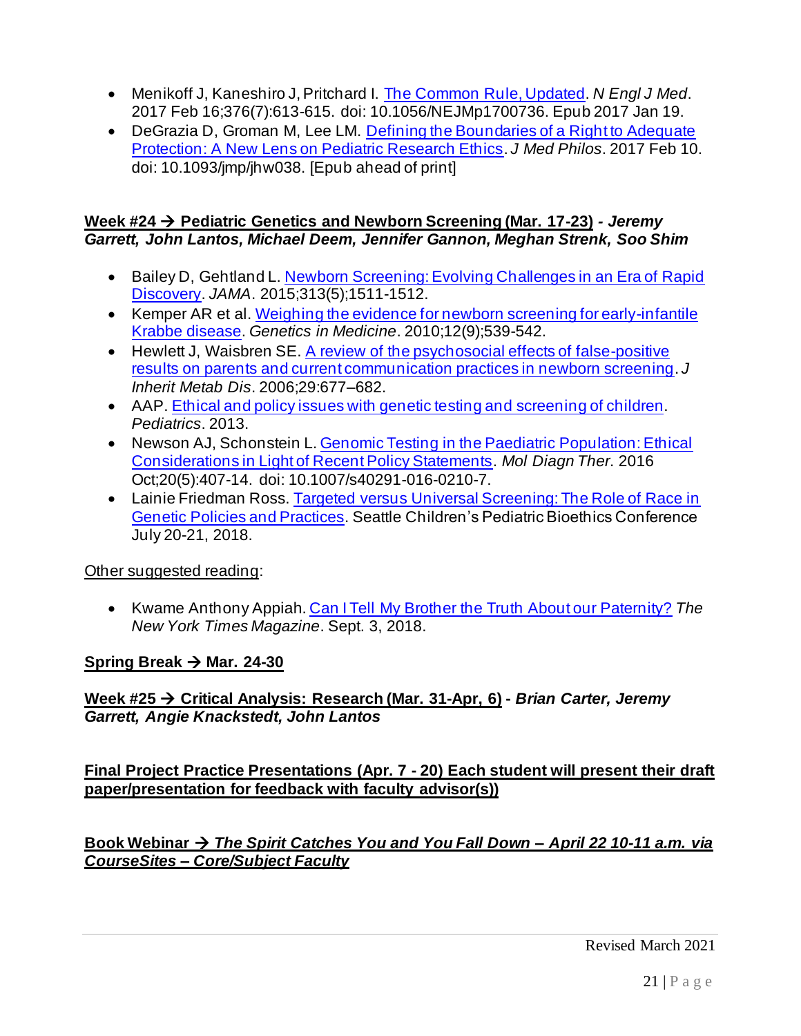- Menikoff J, Kaneshiro J, Pritchard I. The Common Rule, Updated. *N Engl J Med*. 2017 Feb 16;376(7):613-615. doi: 10.1056/NEJMp1700736. Epub 2017 Jan 19.
- DeGrazia D, Groman M, Lee LM. Defining the Boundaries of a Right to Adequate Protection: A New Lens on Pediatric Research Ethics. *J Med Philos*. 2017 Feb 10. doi: 10.1093/jmp/jhw038. [Epub ahead of print]

**Week #24 → Pediatric Genetics and Newborn Screening (Mar. 17-23)** - ***Jeremy Garrett, John Lantos, Michael Deem, Jennifer Gannon, Meghan Strenk, Soo Shim***

- Bailey D, Gehtland L. Newborn Screening: Evolving Challenges in an Era of Rapid Discovery. *JAMA*. 2015;313(5);1511-1512.
- Kemper AR et al. Weighing the evidence for newborn screening for early-infantile Krabbe disease. *Genetics in Medicine*. 2010;12(9);539-542.
- Hewlett J, Waisbren SE. A review of the psychosocial effects of false-positive results on parents and current communication practices in newborn screening. *J Inherit Metab Dis*. 2006;29:677–682.
- AAP. Ethical and policy issues with genetic testing and screening of children. *Pediatrics*. 2013.
- Newson AJ, Schonstein L. Genomic Testing in the Paediatric Population: Ethical Considerations in Light of Recent Policy Statements. *Mol Diagn Ther*. 2016 Oct;20(5):407-14. doi: 10.1007/s40291-016-0210-7.
- Lainie Friedman Ross. Targeted versus Universal Screening: The Role of Race in Genetic Policies and Practices. Seattle Children's Pediatric Bioethics Conference July 20-21, 2018.

Other suggested reading:

- Kwame Anthony Appiah. Can I Tell My Brother the Truth About our Paternity? *The New York Times Magazine*. Sept. 3, 2018.

**Spring Break → Mar. 24-30**

**Week #25 → Critical Analysis: Research (Mar. 31-Apr, 6)** - ***Brian Carter, Jeremy Garrett, Angie Knackstedt, John Lantos***

**Final Project Practice Presentations (Apr. 7 - 20) Each student will present their draft paper/presentation for feedback with faculty advisor(s))**

**Book Webinar →** ***The Spirit Catches You and You Fall Down – April 22 10-11 a.m. via CourseSites – Core/Subject Faculty***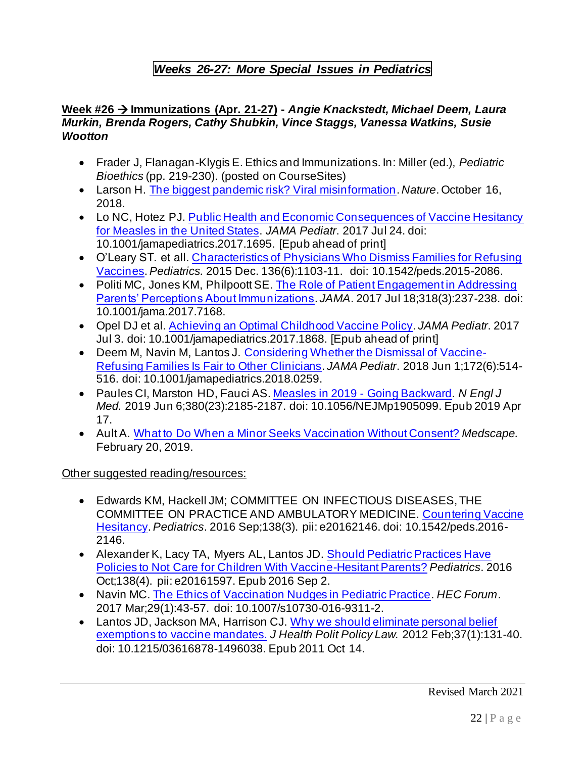## *Weeks 26-27: More Special Issues in Pediatrics*

**Week #26 → Immunizations (Apr. 21-27) - *Angie Knackstedt, Michael Deem, Laura Murkin, Brenda Rogers, Cathy Shubkin, Vince Staggs, Vanessa Watkins, Susie Wootton***

- Frader J, Flanagan-Klygis E. Ethics and Immunizations. In: Miller (ed.), *Pediatric Bioethics* (pp. 219-230). (posted on CourseSites)
- Larson H. The biggest pandemic risk? Viral misinformation. *Nature*. October 16, 2018.
- Lo NC, Hotez PJ. Public Health and Economic Consequences of Vaccine Hesitancy for Measles in the United States. *JAMA Pediatr*. 2017 Jul 24. doi: 10.1001/jamapediatrics.2017.1695. [Epub ahead of print]
- O'Leary ST. et all. Characteristics of Physicians Who Dismiss Families for Refusing Vaccines. *Pediatrics.* 2015 Dec. 136(6):1103-11. doi: 10.1542/peds.2015-2086.
- Politi MC, Jones KM, Philpott SE. The Role of Patient Engagement in Addressing Parents' Perceptions About Immunizations. *JAMA*. 2017 Jul 18;318(3):237-238. doi: 10.1001/jama.2017.7168.
- Opel DJ et al. Achieving an Optimal Childhood Vaccine Policy. *JAMA Pediatr*. 2017 Jul 3. doi: 10.1001/jamapediatrics.2017.1868. [Epub ahead of print]
- Deem M, Navin M, Lantos J. Considering Whether the Dismissal of Vaccine-Refusing Families Is Fair to Other Clinicians. *JAMA Pediatr*. 2018 Jun 1;172(6):514-516. doi: 10.1001/jamapediatrics.2018.0259.
- Paules CI, Marston HD, Fauci AS. Measles in 2019 - Going Backward. *N Engl J Med.* 2019 Jun 6;380(23):2185-2187. doi: 10.1056/NEJMp1905099. Epub 2019 Apr 17.
- Ault A. What to Do When a Minor Seeks Vaccination Without Consent? *Medscape.* February 20, 2019.

Other suggested reading/resources:

- Edwards KM, Hackell JM; COMMITTEE ON INFECTIOUS DISEASES, THE COMMITTEE ON PRACTICE AND AMBULATORY MEDICINE. Countering Vaccine Hesitancy. *Pediatrics*. 2016 Sep;138(3). pii: e20162146. doi: 10.1542/peds.2016-2146.
- Alexander K, Lacy TA, Myers AL, Lantos JD. Should Pediatric Practices Have Policies to Not Care for Children With Vaccine-Hesitant Parents? *Pediatrics*. 2016 Oct;138(4). pii: e20161597. Epub 2016 Sep 2.
- Navin MC. The Ethics of Vaccination Nudges in Pediatric Practice. *HEC Forum*. 2017 Mar;29(1):43-57. doi: 10.1007/s10730-016-9311-2.
- Lantos JD, Jackson MA, Harrison CJ. Why we should eliminate personal belief exemptions to vaccine mandates. *J Health Polit Policy Law.* 2012 Feb;37(1):131-40. doi: 10.1215/03616878-1496038. Epub 2011 Oct 14.

Revised March 2021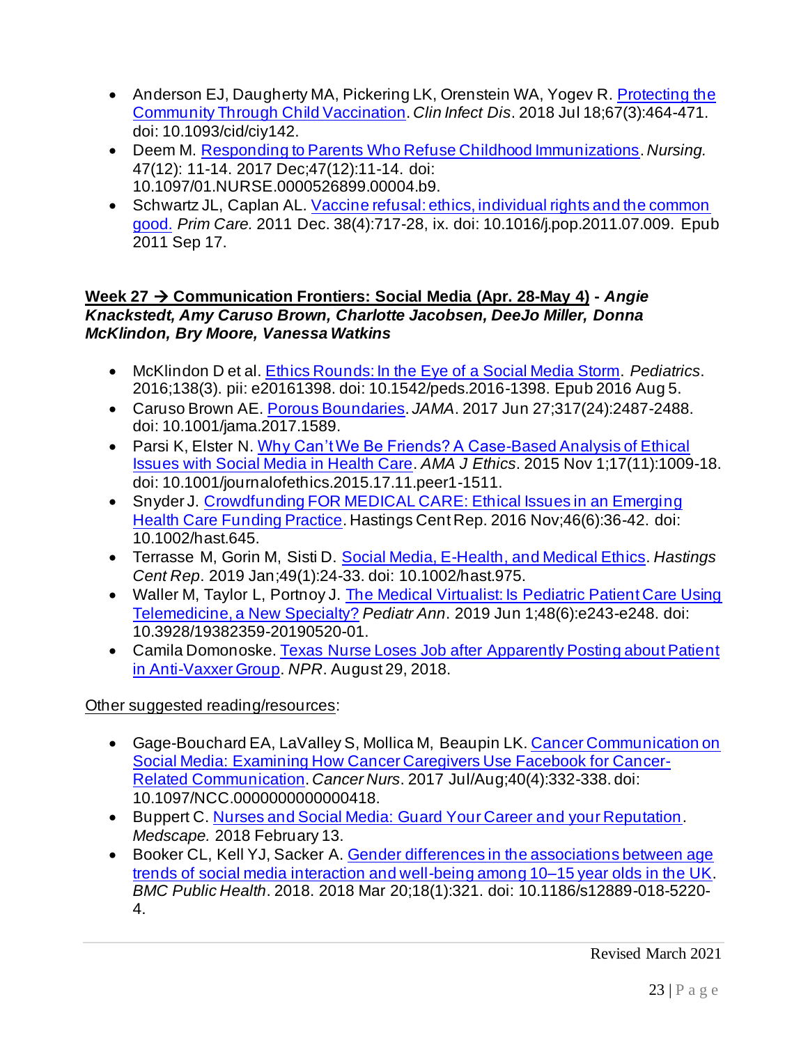- Anderson EJ, Daugherty MA, Pickering LK, Orenstein WA, Yogev R. Protecting the Community Through Child Vaccination. *Clin Infect Dis*. 2018 Jul 18;67(3):464-471. doi: 10.1093/cid/ciy142.
- Deem M. Responding to Parents Who Refuse Childhood Immunizations. *Nursing.* 47(12): 11-14. 2017 Dec;47(12):11-14. doi: 10.1097/01.NURSE.0000526899.00004.b9.
- Schwartz JL, Caplan AL. Vaccine refusal: ethics, individual rights and the common good. *Prim Care.* 2011 Dec. 38(4):717-28, ix. doi: 10.1016/j.pop.2011.07.009. Epub 2011 Sep 17.

**Week 27 → Communication Frontiers: Social Media (Apr. 28-May 4)** - ***Angie Knackstedt, Amy Caruso Brown, Charlotte Jacobsen, DeeJo Miller, Donna McKlindon, Bry Moore, Vanessa Watkins***

- McKlindon D et al. Ethics Rounds: In the Eye of a Social Media Storm. *Pediatrics*. 2016;138(3). pii: e20161398. doi: 10.1542/peds.2016-1398. Epub 2016 Aug 5.
- Caruso Brown AE. Porous Boundaries. *JAMA*. 2017 Jun 27;317(24):2487-2488. doi: 10.1001/jama.2017.1589.
- Parsi K, Elster N. Why Can't We Be Friends? A Case-Based Analysis of Ethical Issues with Social Media in Health Care. *AMA J Ethics*. 2015 Nov 1;17(11):1009-18. doi: 10.1001/journalofethics.2015.17.11.peer1-1511.
- Snyder J. Crowdfunding FOR MEDICAL CARE: Ethical Issues in an Emerging Health Care Funding Practice. Hastings Cent Rep. 2016 Nov;46(6):36-42. doi: 10.1002/hast.645.
- Terrasse M, Gorin M, Sisti D. Social Media, E-Health, and Medical Ethics. *Hastings Cent Rep*. 2019 Jan;49(1):24-33. doi: 10.1002/hast.975.
- Waller M, Taylor L, Portnoy J. The Medical Virtualist: Is Pediatric Patient Care Using Telemedicine, a New Specialty? *Pediatr Ann*. 2019 Jun 1;48(6):e243-e248. doi: 10.3928/19382359-20190520-01.
- Camila Domonoske. Texas Nurse Loses Job after Apparently Posting about Patient in Anti-Vaxxer Group. *NPR*. August 29, 2018.

Other suggested reading/resources:

- Gage-Bouchard EA, LaValley S, Mollica M, Beaupin LK. Cancer Communication on Social Media: Examining How Cancer Caregivers Use Facebook for Cancer-Related Communication. *Cancer Nurs*. 2017 Jul/Aug;40(4):332-338. doi: 10.1097/NCC.0000000000000418.
- Buppert C. Nurses and Social Media: Guard Your Career and your Reputation. *Medscape.* 2018 February 13.
- Booker CL, Kell YJ, Sacker A. Gender differences in the associations between age trends of social media interaction and well-being among 10–15 year olds in the UK. *BMC Public Health*. 2018. 2018 Mar 20;18(1):321. doi: 10.1186/s12889-018-5220-4.

Revised March 2021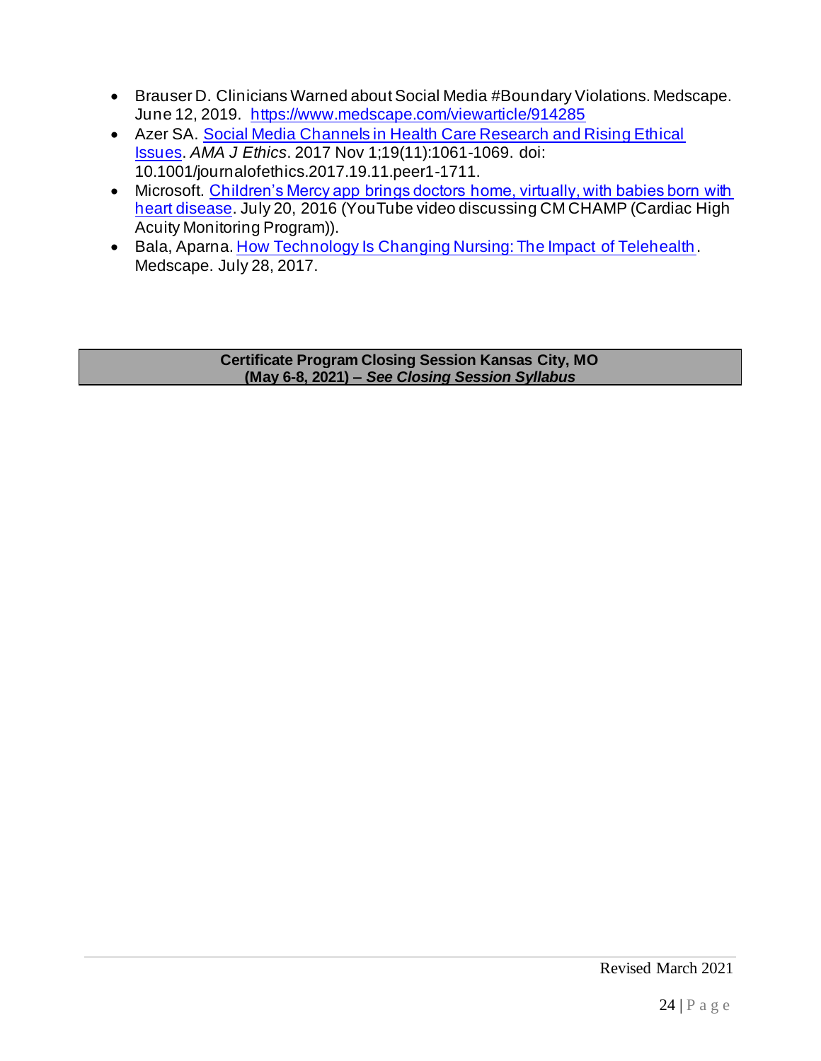- Brauser D. Clinicians Warned about Social Media #Boundary Violations. Medscape. June 12, 2019. https://www.medscape.com/viewarticle/914285
- Azer SA. Social Media Channels in Health Care Research and Rising Ethical Issues. *AMA J Ethics*. 2017 Nov 1;19(11):1061-1069. doi: 10.1001/journalofethics.2017.19.11.peer1-1711.
- Microsoft. Children's Mercy app brings doctors home, virtually, with babies born with heart disease. July 20, 2016 (YouTube video discussing CM CHAMP (Cardiac High Acuity Monitoring Program)).
- Bala, Aparna. How Technology Is Changing Nursing: The Impact of Telehealth. Medscape. July 28, 2017.

**Certificate Program Closing Session Kansas City, MO**
**(May 6-8, 2021) – *See Closing Session Syllabus***

Revised March 2021